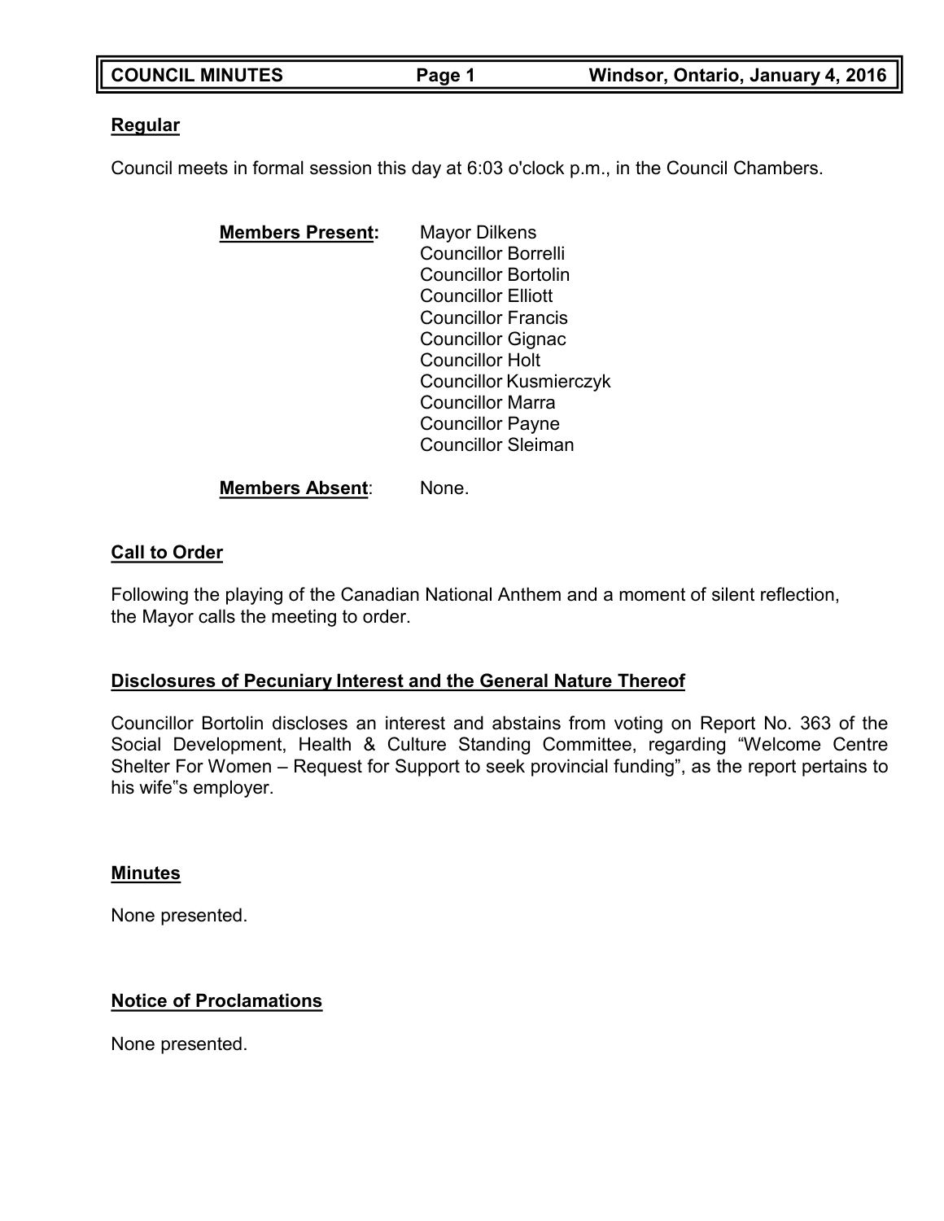## Regular

Council meets in formal session this day at 6:03 o'clock p.m., in the Council Chambers.

**Members Present:**
Mayor Dilkens
Councillor Borrelli
Councillor Bortolin
Councillor Elliott
Councillor Francis
Councillor Gignac
Councillor Holt
Councillor Kusmierczyk
Councillor Marra
Councillor Payne
Councillor Sleiman

**Members Absent**: None.

## Call to Order

Following the playing of the Canadian National Anthem and a moment of silent reflection, the Mayor calls the meeting to order.

## Disclosures of Pecuniary Interest and the General Nature Thereof

Councillor Bortolin discloses an interest and abstains from voting on Report No. 363 of the Social Development, Health & Culture Standing Committee, regarding "Welcome Centre Shelter For Women – Request for Support to seek provincial funding", as the report pertains to his wife"s employer.

## Minutes

None presented.

## Notice of Proclamations

None presented.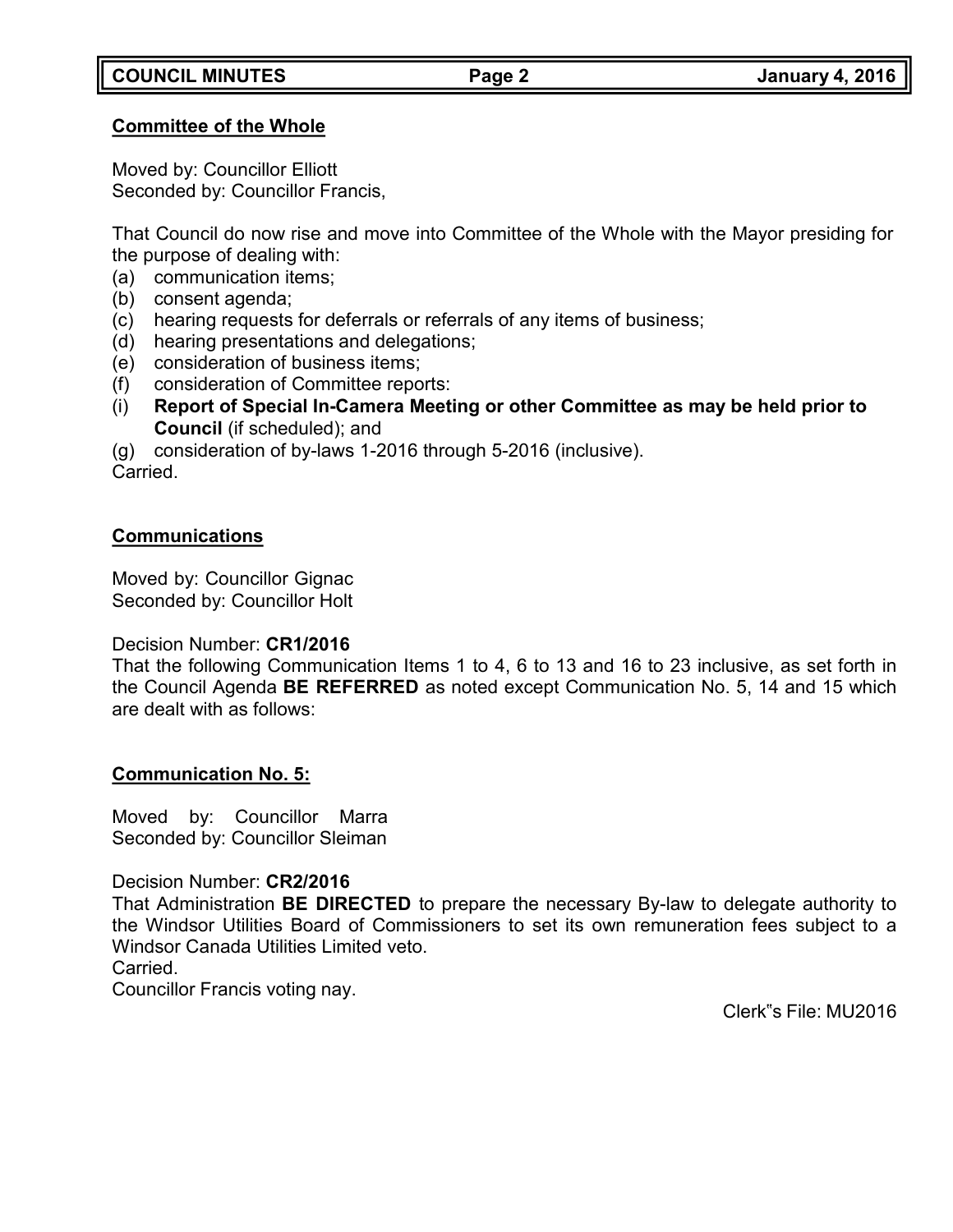**Committee of the Whole**

Moved by: Councillor Elliott
Seconded by: Councillor Francis,

That Council do now rise and move into Committee of the Whole with the Mayor presiding for the purpose of dealing with:

(a) communication items;
(b) consent agenda;
(c) hearing requests for deferrals or referrals of any items of business;
(d) hearing presentations and delegations;
(e) consideration of business items;
(f) consideration of Committee reports:
(i) **Report of Special In-Camera Meeting or other Committee as may be held prior to Council** (if scheduled); and
(g) consideration of by-laws 1-2016 through 5-2016 (inclusive).

Carried.

**Communications**

Moved by: Councillor Gignac
Seconded by: Councillor Holt

Decision Number: **CR1/2016**
That the following Communication Items 1 to 4, 6 to 13 and 16 to 23 inclusive, as set forth in the Council Agenda **BE REFERRED** as noted except Communication No. 5, 14 and 15 which are dealt with as follows:

**Communication No. 5:**

Moved by: Councillor Marra
Seconded by: Councillor Sleiman

Decision Number: **CR2/2016**
That Administration **BE DIRECTED** to prepare the necessary By-law to delegate authority to the Windsor Utilities Board of Commissioners to set its own remuneration fees subject to a Windsor Canada Utilities Limited veto.
Carried.
Councillor Francis voting nay.

Clerk"s File: MU2016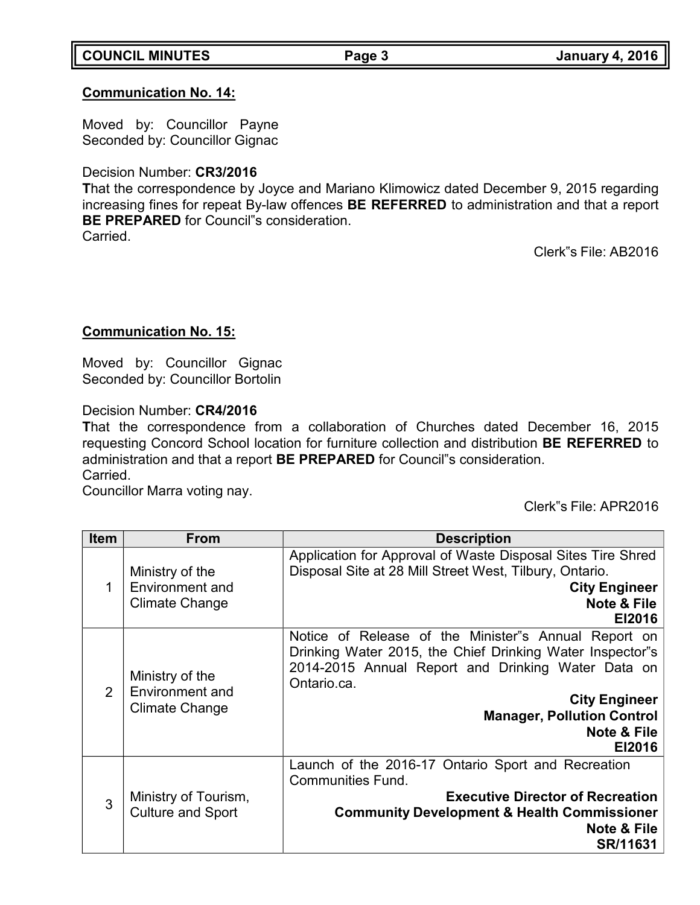**Communication No. 14:**

Moved by: Councillor Payne
Seconded by: Councillor Gignac

Decision Number: **CR3/2016**
**T**hat the correspondence by Joyce and Mariano Klimowicz dated December 9, 2015 regarding increasing fines for repeat By-law offences **BE REFERRED** to administration and that a report **BE PREPARED** for Council"s consideration.
Carried.

Clerk"s File: AB2016

**Communication No. 15:**

Moved by: Councillor Gignac
Seconded by: Councillor Bortolin

Decision Number: **CR4/2016**
**T**hat the correspondence from a collaboration of Churches dated December 16, 2015 requesting Concord School location for furniture collection and distribution **BE REFERRED** to administration and that a report **BE PREPARED** for Council"s consideration.
Carried.
Councillor Marra voting nay.

Clerk"s File: APR2016

| Item | From | Description |
|---|---|---|
| 1 | Ministry of the Environment and Climate Change | Application for Approval of Waste Disposal Sites Tire Shred Disposal Site at 28 Mill Street West, Tilbury, Ontario. **City Engineer** **Note & File** **EI2016** |
| 2 | Ministry of the Environment and Climate Change | Notice of Release of the Minister"s Annual Report on Drinking Water 2015, the Chief Drinking Water Inspector"s 2014-2015 Annual Report and Drinking Water Data on Ontario.ca. **City Engineer** **Manager, Pollution Control** **Note & File** **EI2016** |
| 3 | Ministry of Tourism, Culture and Sport | Launch of the 2016-17 Ontario Sport and Recreation Communities Fund. **Executive Director of Recreation** **Community Development & Health Commissioner** **Note & File** **SR/11631** |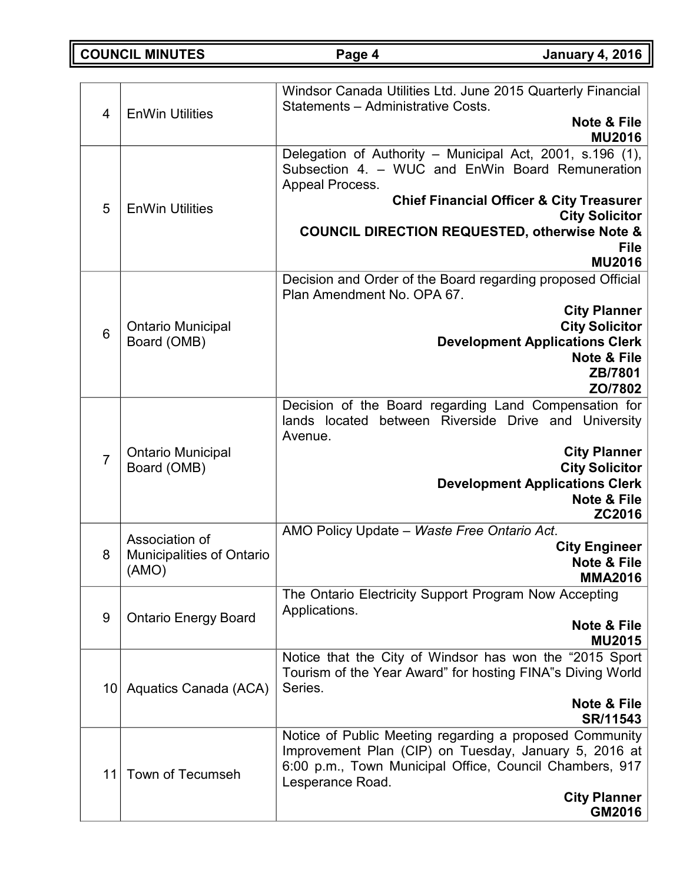| | | |
|---|---|---|
| 4 | EnWin Utilities | Windsor Canada Utilities Ltd. June 2015 Quarterly Financial Statements – Administrative Costs.<br>**Note & File**<br>**MU2016** |
| 5 | EnWin Utilities | Delegation of Authority – Municipal Act, 2001, s.196 (1), Subsection 4. – WUC and EnWin Board Remuneration Appeal Process.<br>**Chief Financial Officer & City Treasurer**<br>**City Solicitor**<br>**COUNCIL DIRECTION REQUESTED, otherwise Note & File**<br>**MU2016** |
| 6 | Ontario Municipal Board (OMB) | Decision and Order of the Board regarding proposed Official Plan Amendment No. OPA 67.<br>**City Planner**<br>**City Solicitor**<br>**Development Applications Clerk**<br>**Note & File**<br>**ZB/7801**<br>**ZO/7802** |
| 7 | Ontario Municipal Board (OMB) | Decision of the Board regarding Land Compensation for lands located between Riverside Drive and University Avenue.<br>**City Planner**<br>**City Solicitor**<br>**Development Applications Clerk**<br>**Note & File**<br>**ZC2016** |
| 8 | Association of Municipalities of Ontario (AMO) | AMO Policy Update – *Waste Free Ontario Act*.<br>**City Engineer**<br>**Note & File**<br>**MMA2016** |
| 9 | Ontario Energy Board | The Ontario Electricity Support Program Now Accepting Applications.<br>**Note & File**<br>**MU2015** |
| 10 | Aquatics Canada (ACA) | Notice that the City of Windsor has won the "2015 Sport Tourism of the Year Award" for hosting FINA"s Diving World Series.<br>**Note & File**<br>**SR/11543** |
| 11 | Town of Tecumseh | Notice of Public Meeting regarding a proposed Community Improvement Plan (CIP) on Tuesday, January 5, 2016 at 6:00 p.m., Town Municipal Office, Council Chambers, 917 Lesperance Road.<br>**City Planner**<br>**GM2016** |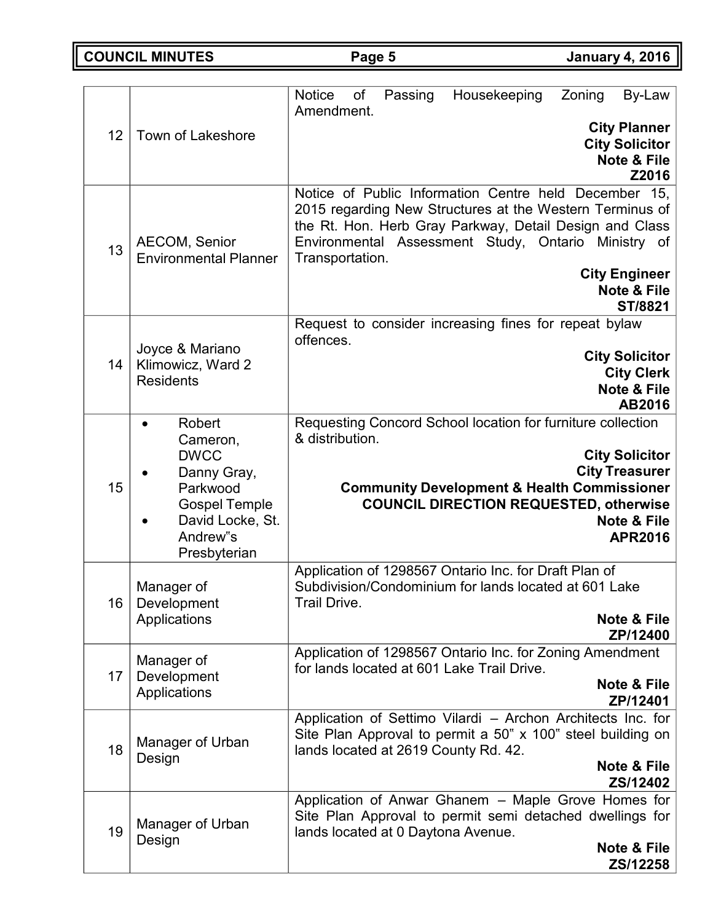| | | |
|---|---|---|
| 12 | Town of Lakeshore | Notice of Passing Housekeeping Zoning By-Law Amendment.<br>**City Planner**<br>**City Solicitor**<br>**Note & File**<br>**Z2016** |
| 13 | AECOM, Senior Environmental Planner | Notice of Public Information Centre held December 15, 2015 regarding New Structures at the Western Terminus of the Rt. Hon. Herb Gray Parkway, Detail Design and Class Environmental Assessment Study, Ontario Ministry of Transportation.<br>**City Engineer**<br>**Note & File**<br>**ST/8821** |
| 14 | Joyce & Mariano Klimowicz, Ward 2 Residents | Request to consider increasing fines for repeat bylaw offences.<br>**City Solicitor**<br>**City Clerk**<br>**Note & File**<br>**AB2016** |
| 15 | • Robert Cameron, DWCC<br>• Danny Gray, Parkwood Gospel Temple<br>• David Locke, St. Andrew"s Presbyterian | Requesting Concord School location for furniture collection & distribution.<br>**City Solicitor**<br>**City Treasurer**<br>**Community Development & Health Commissioner**<br>**COUNCIL DIRECTION REQUESTED, otherwise**<br>**Note & File**<br>**APR2016** |
| 16 | Manager of Development Applications | Application of 1298567 Ontario Inc. for Draft Plan of Subdivision/Condominium for lands located at 601 Lake Trail Drive.<br>**Note & File**<br>**ZP/12400** |
| 17 | Manager of Development Applications | Application of 1298567 Ontario Inc. for Zoning Amendment for lands located at 601 Lake Trail Drive.<br>**Note & File**<br>**ZP/12401** |
| 18 | Manager of Urban Design | Application of Settimo Vilardi – Archon Architects Inc. for Site Plan Approval to permit a 50" x 100" steel building on lands located at 2619 County Rd. 42.<br>**Note & File**<br>**ZS/12402** |
| 19 | Manager of Urban Design | Application of Anwar Ghanem – Maple Grove Homes for Site Plan Approval to permit semi detached dwellings for lands located at 0 Daytona Avenue.<br>**Note & File**<br>**ZS/12258** |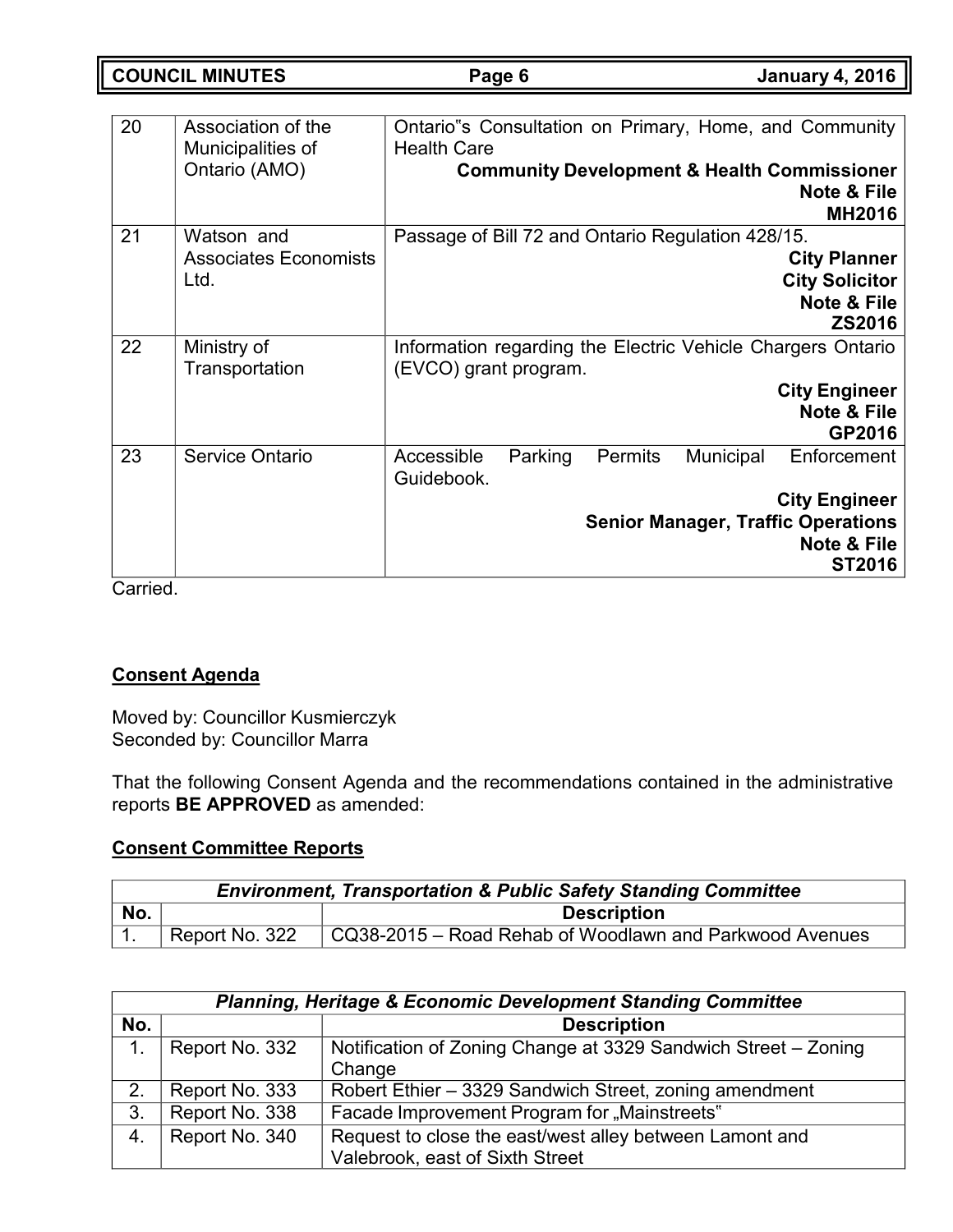| 20 | Association of the Municipalities of Ontario (AMO) | Ontario"s Consultation on Primary, Home, and Community Health Care **Community Development & Health Commissioner** **Note & File** **MH2016** |
|---|---|---|
| 21 | Watson and Associates Economists Ltd. | Passage of Bill 72 and Ontario Regulation 428/15. **City Planner** **City Solicitor** **Note & File** **ZS2016** |
| 22 | Ministry of Transportation | Information regarding the Electric Vehicle Chargers Ontario (EVCO) grant program. **City Engineer** **Note & File** **GP2016** |
| 23 | Service Ontario | Accessible Parking Permits Municipal Enforcement Guidebook. **City Engineer** **Senior Manager, Traffic Operations** **Note & File** **ST2016** |

Carried.

## Consent Agenda

Moved by: Councillor Kusmierczyk
Seconded by: Councillor Marra

That the following Consent Agenda and the recommendations contained in the administrative reports **BE APPROVED** as amended:

## Consent Committee Reports

| ***Environment, Transportation & Public Safety Standing Committee*** | | |
|---|---|---|
| **No.** | | **Description** |
| 1. | Report No. 322 | CQ38-2015 – Road Rehab of Woodlawn and Parkwood Avenues |

| ***Planning, Heritage & Economic Development Standing Committee*** | | |
|---|---|---|
| **No.** | | **Description** |
| 1. | Report No. 332 | Notification of Zoning Change at 3329 Sandwich Street – Zoning Change |
| 2. | Report No. 333 | Robert Ethier – 3329 Sandwich Street, zoning amendment |
| 3. | Report No. 338 | Facade Improvement Program for „Mainstreets" |
| 4. | Report No. 340 | Request to close the east/west alley between Lamont and Valebrook, east of Sixth Street |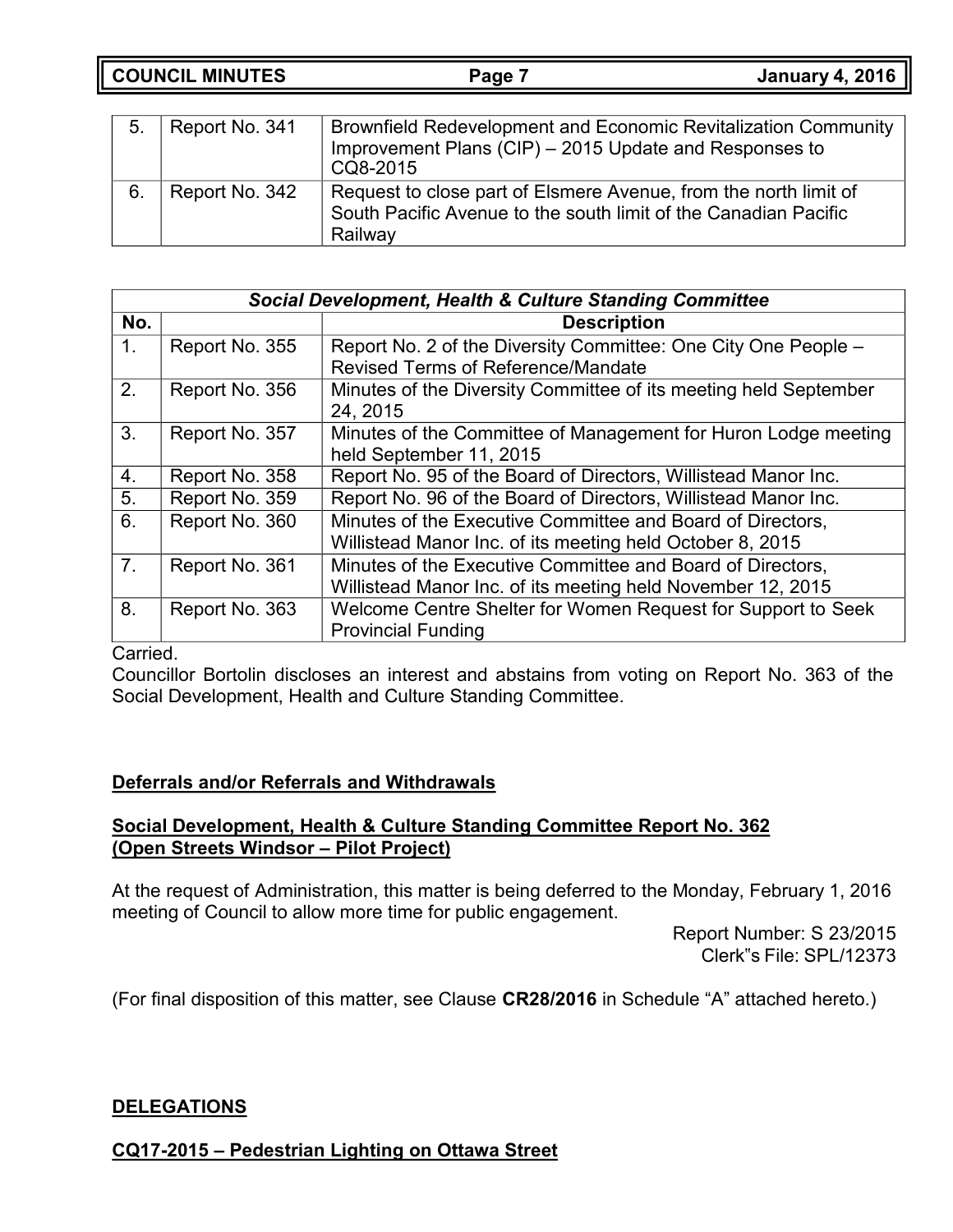| 5. | Report No. 341 | Brownfield Redevelopment and Economic Revitalization Community Improvement Plans (CIP) – 2015 Update and Responses to CQ8-2015 |
|---|---|---|
| 6. | Report No. 342 | Request to close part of Elsmere Avenue, from the north limit of South Pacific Avenue to the south limit of the Canadian Pacific Railway |

| ***Social Development, Health & Culture Standing Committee*** | | |
|---|---|---|
| **No.** | | **Description** |
| 1. | Report No. 355 | Report No. 2 of the Diversity Committee: One City One People – Revised Terms of Reference/Mandate |
| 2. | Report No. 356 | Minutes of the Diversity Committee of its meeting held September 24, 2015 |
| 3. | Report No. 357 | Minutes of the Committee of Management for Huron Lodge meeting held September 11, 2015 |
| 4. | Report No. 358 | Report No. 95 of the Board of Directors, Willistead Manor Inc. |
| 5. | Report No. 359 | Report No. 96 of the Board of Directors, Willistead Manor Inc. |
| 6. | Report No. 360 | Minutes of the Executive Committee and Board of Directors, Willistead Manor Inc. of its meeting held October 8, 2015 |
| 7. | Report No. 361 | Minutes of the Executive Committee and Board of Directors, Willistead Manor Inc. of its meeting held November 12, 2015 |
| 8. | Report No. 363 | Welcome Centre Shelter for Women Request for Support to Seek Provincial Funding |

Carried.

Councillor Bortolin discloses an interest and abstains from voting on Report No. 363 of the Social Development, Health and Culture Standing Committee.

**Deferrals and/or Referrals and Withdrawals**

**Social Development, Health & Culture Standing Committee Report No. 362 (Open Streets Windsor – Pilot Project)**

At the request of Administration, this matter is being deferred to the Monday, February 1, 2016 meeting of Council to allow more time for public engagement.

Report Number: S 23/2015
Clerk"s File: SPL/12373

(For final disposition of this matter, see Clause **CR28/2016** in Schedule "A" attached hereto.)

**DELEGATIONS**

**CQ17-2015 – Pedestrian Lighting on Ottawa Street**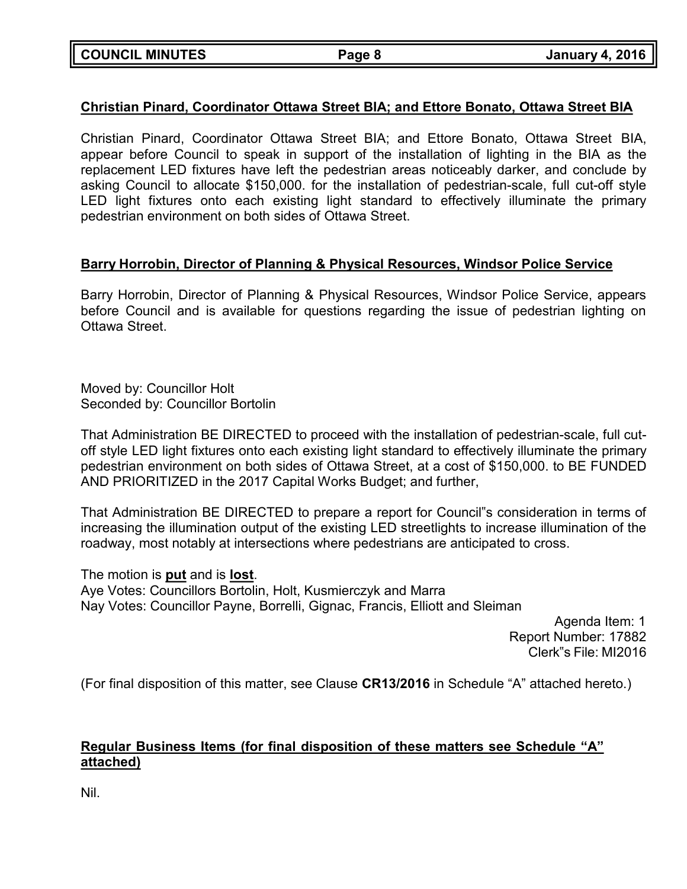**Christian Pinard, Coordinator Ottawa Street BIA; and Ettore Bonato, Ottawa Street BIA**

Christian Pinard, Coordinator Ottawa Street BIA; and Ettore Bonato, Ottawa Street BIA, appear before Council to speak in support of the installation of lighting in the BIA as the replacement LED fixtures have left the pedestrian areas noticeably darker, and conclude by asking Council to allocate $150,000. for the installation of pedestrian-scale, full cut-off style LED light fixtures onto each existing light standard to effectively illuminate the primary pedestrian environment on both sides of Ottawa Street.

**Barry Horrobin, Director of Planning & Physical Resources, Windsor Police Service**

Barry Horrobin, Director of Planning & Physical Resources, Windsor Police Service, appears before Council and is available for questions regarding the issue of pedestrian lighting on Ottawa Street.

Moved by: Councillor Holt
Seconded by: Councillor Bortolin

That Administration BE DIRECTED to proceed with the installation of pedestrian-scale, full cut-off style LED light fixtures onto each existing light standard to effectively illuminate the primary pedestrian environment on both sides of Ottawa Street, at a cost of $150,000. to BE FUNDED AND PRIORITIZED in the 2017 Capital Works Budget; and further,

That Administration BE DIRECTED to prepare a report for Council"s consideration in terms of increasing the illumination output of the existing LED streetlights to increase illumination of the roadway, most notably at intersections where pedestrians are anticipated to cross.

The motion is **put** and is **lost**.
Aye Votes: Councillors Bortolin, Holt, Kusmierczyk and Marra
Nay Votes: Councillor Payne, Borrelli, Gignac, Francis, Elliott and Sleiman

Agenda Item: 1
Report Number: 17882
Clerk"s File: MI2016

(For final disposition of this matter, see Clause **CR13/2016** in Schedule "A" attached hereto.)

**Regular Business Items (for final disposition of these matters see Schedule "A" attached)**

Nil.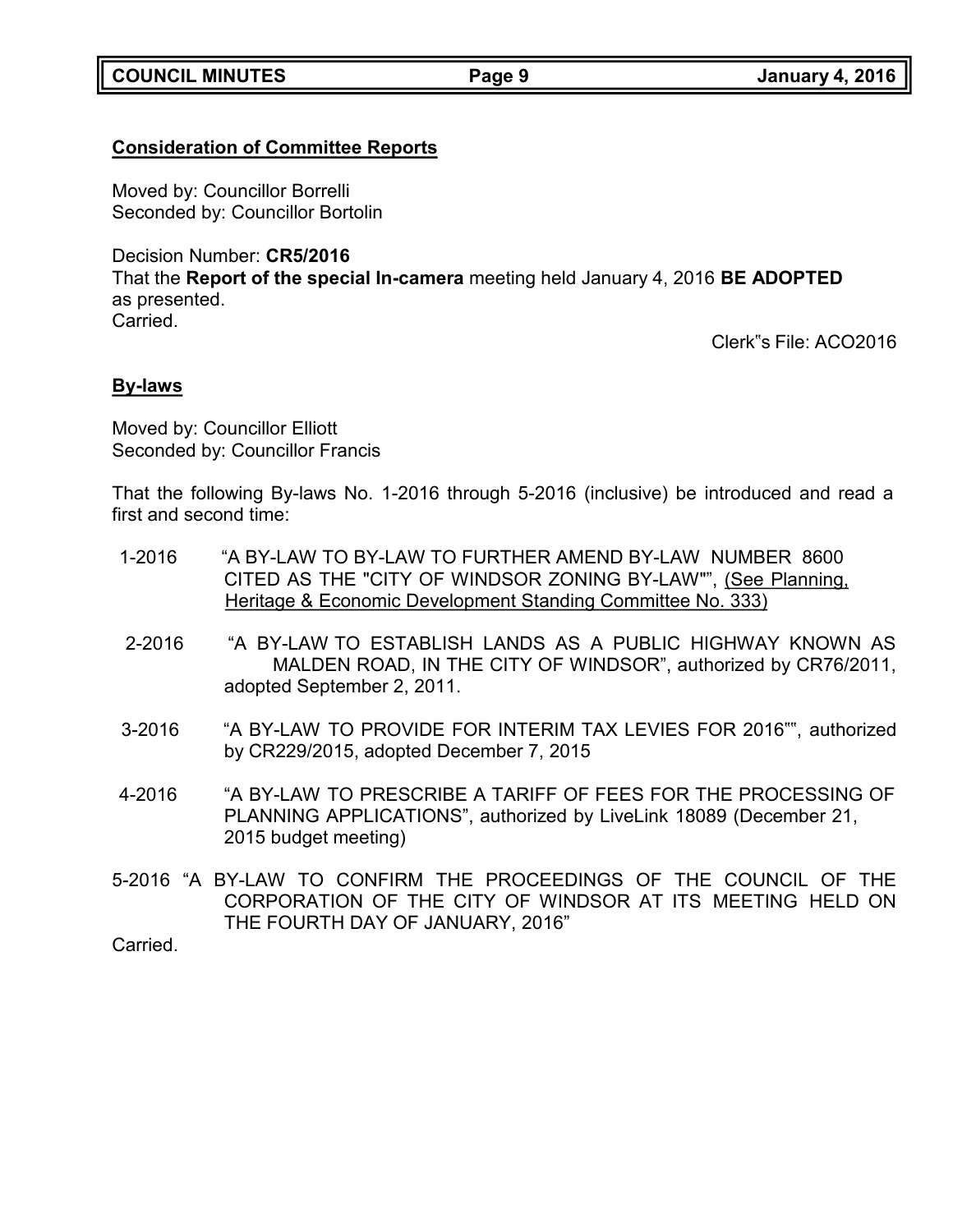**Consideration of Committee Reports**

Moved by: Councillor Borrelli
Seconded by: Councillor Bortolin

Decision Number: **CR5/2016**
That the **Report of the special In-camera** meeting held January 4, 2016 **BE ADOPTED** as presented.
Carried.

Clerk"s File: ACO2016

**By-laws**

Moved by: Councillor Elliott
Seconded by: Councillor Francis

That the following By-laws No. 1-2016 through 5-2016 (inclusive) be introduced and read a first and second time:

1-2016 "A BY-LAW TO BY-LAW TO FURTHER AMEND BY-LAW NUMBER 8600 CITED AS THE "CITY OF WINDSOR ZONING BY-LAW"", (See Planning, Heritage & Economic Development Standing Committee No. 333)

2-2016 "A BY-LAW TO ESTABLISH LANDS AS A PUBLIC HIGHWAY KNOWN AS MALDEN ROAD, IN THE CITY OF WINDSOR", authorized by CR76/2011, adopted September 2, 2011.

3-2016 "A BY-LAW TO PROVIDE FOR INTERIM TAX LEVIES FOR 2016"", authorized by CR229/2015, adopted December 7, 2015

4-2016 "A BY-LAW TO PRESCRIBE A TARIFF OF FEES FOR THE PROCESSING OF PLANNING APPLICATIONS", authorized by LiveLink 18089 (December 21, 2015 budget meeting)

5-2016 "A BY-LAW TO CONFIRM THE PROCEEDINGS OF THE COUNCIL OF THE CORPORATION OF THE CITY OF WINDSOR AT ITS MEETING HELD ON THE FOURTH DAY OF JANUARY, 2016"

Carried.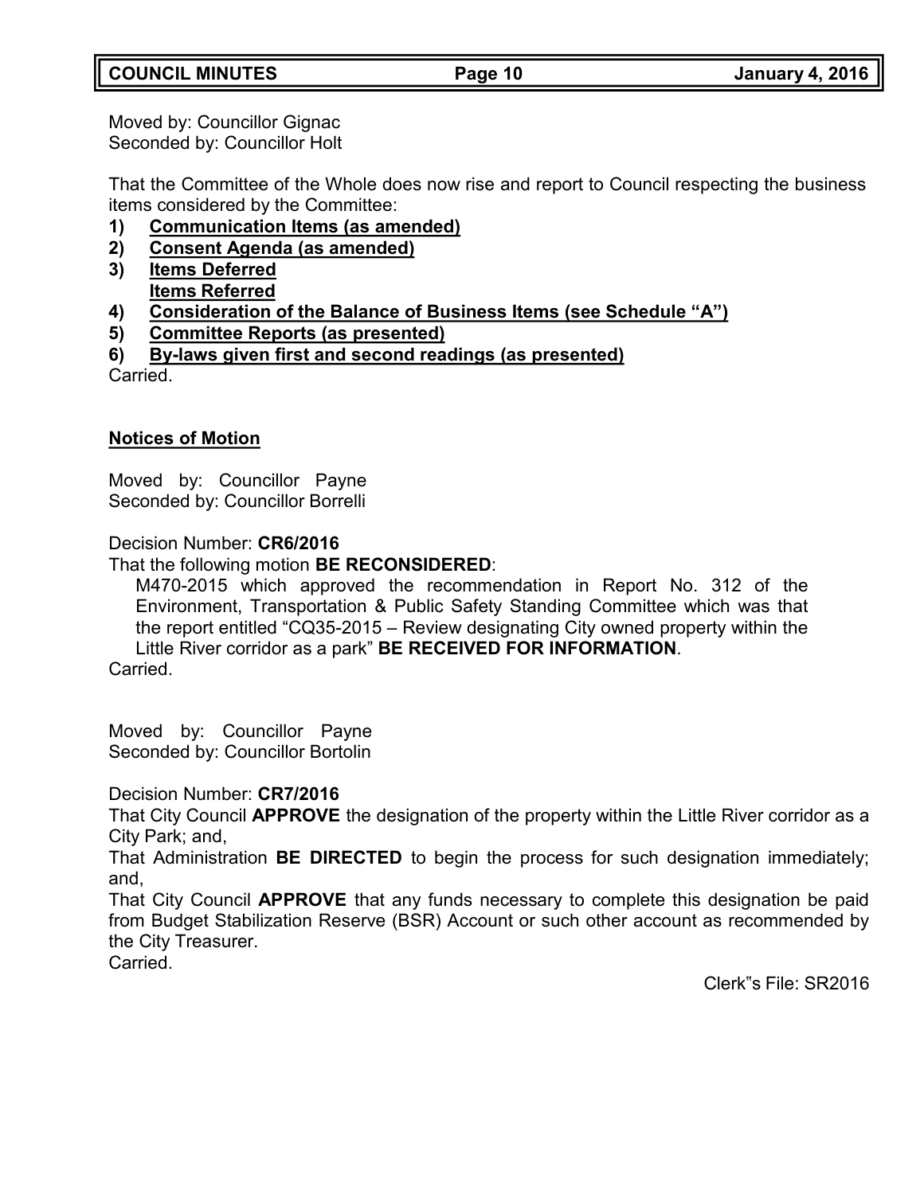Moved by: Councillor Gignac
Seconded by: Councillor Holt

That the Committee of the Whole does now rise and report to Council respecting the business items considered by the Committee:

1) **Communication Items (as amended)**
2) **Consent Agenda (as amended)**
3) **Items Deferred**
   **Items Referred**
4) **Consideration of the Balance of Business Items (see Schedule "A")**
5) **Committee Reports (as presented)**
6) **By-laws given first and second readings (as presented)**

Carried.

**Notices of Motion**

Moved by: Councillor Payne
Seconded by: Councillor Borrelli

Decision Number: **CR6/2016**
That the following motion **BE RECONSIDERED**:

> M470-2015 which approved the recommendation in Report No. 312 of the Environment, Transportation & Public Safety Standing Committee which was that the report entitled "CQ35-2015 – Review designating City owned property within the Little River corridor as a park" **BE RECEIVED FOR INFORMATION**.

Carried.

Moved by: Councillor Payne
Seconded by: Councillor Bortolin

Decision Number: **CR7/2016**
That City Council **APPROVE** the designation of the property within the Little River corridor as a City Park; and,
That Administration **BE DIRECTED** to begin the process for such designation immediately; and,
That City Council **APPROVE** that any funds necessary to complete this designation be paid from Budget Stabilization Reserve (BSR) Account or such other account as recommended by the City Treasurer.
Carried.

Clerk"s File: SR2016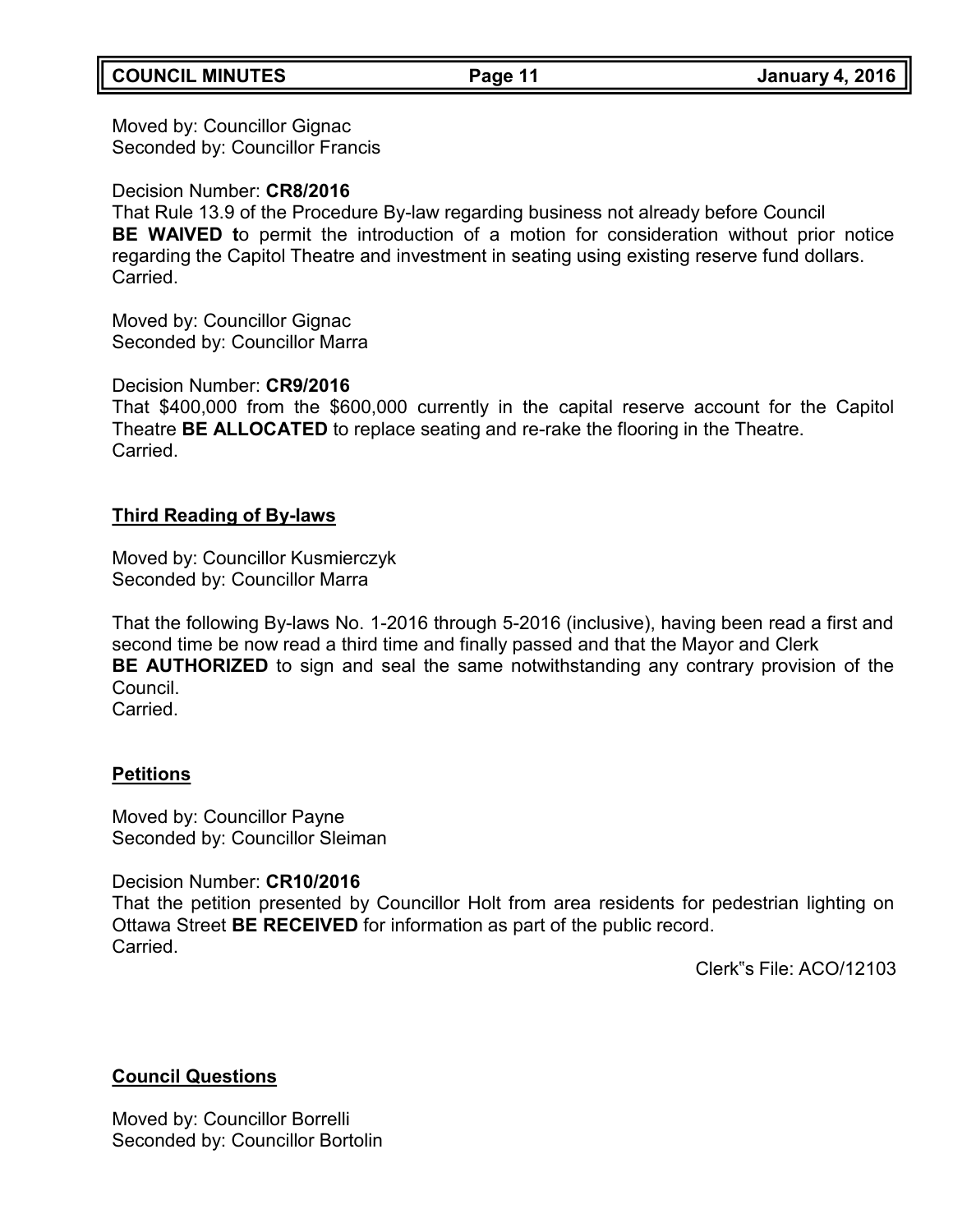Moved by: Councillor Gignac
Seconded by: Councillor Francis

Decision Number: **CR8/2016**
That Rule 13.9 of the Procedure By-law regarding business not already before Council **BE WAIVED t**o permit the introduction of a motion for consideration without prior notice regarding the Capitol Theatre and investment in seating using existing reserve fund dollars.
Carried.

Moved by: Councillor Gignac
Seconded by: Councillor Marra

Decision Number: **CR9/2016**
That $400,000 from the $600,000 currently in the capital reserve account for the Capitol Theatre **BE ALLOCATED** to replace seating and re-rake the flooring in the Theatre.
Carried.

## Third Reading of By-laws

Moved by: Councillor Kusmierczyk
Seconded by: Councillor Marra

That the following By-laws No. 1-2016 through 5-2016 (inclusive), having been read a first and second time be now read a third time and finally passed and that the Mayor and Clerk **BE AUTHORIZED** to sign and seal the same notwithstanding any contrary provision of the Council.
Carried.

## Petitions

Moved by: Councillor Payne
Seconded by: Councillor Sleiman

Decision Number: **CR10/2016**
That the petition presented by Councillor Holt from area residents for pedestrian lighting on Ottawa Street **BE RECEIVED** for information as part of the public record.
Carried.

Clerk"s File: ACO/12103

## Council Questions

Moved by: Councillor Borrelli
Seconded by: Councillor Bortolin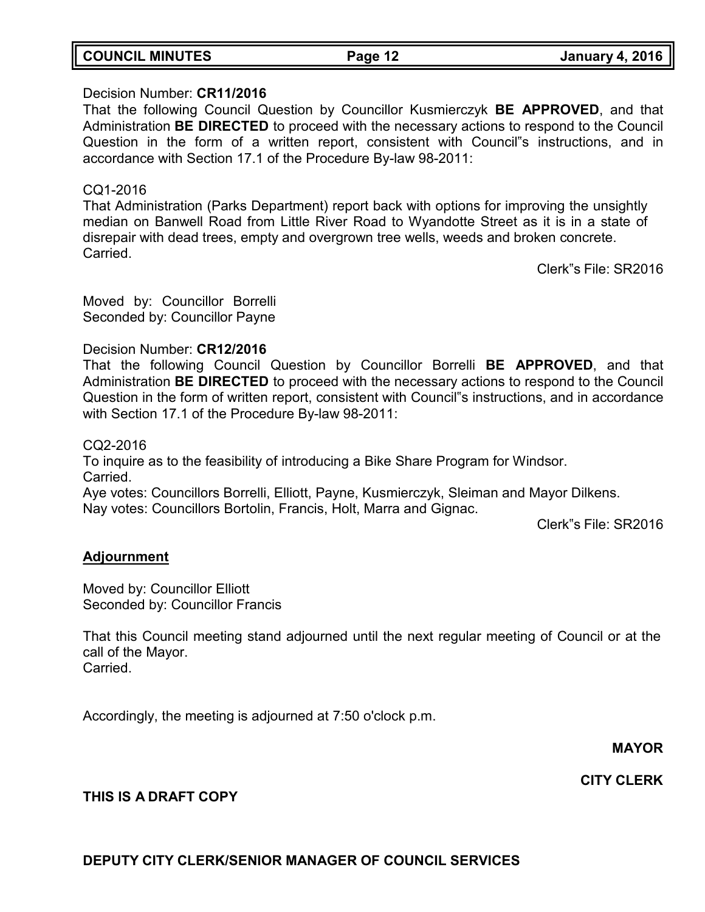Decision Number: **CR11/2016**
That the following Council Question by Councillor Kusmierczyk **BE APPROVED**, and that Administration **BE DIRECTED** to proceed with the necessary actions to respond to the Council Question in the form of a written report, consistent with Council"s instructions, and in accordance with Section 17.1 of the Procedure By-law 98-2011:

CQ1-2016
That Administration (Parks Department) report back with options for improving the unsightly median on Banwell Road from Little River Road to Wyandotte Street as it is in a state of disrepair with dead trees, empty and overgrown tree wells, weeds and broken concrete.
Carried.

Clerk"s File: SR2016

Moved by: Councillor Borrelli
Seconded by: Councillor Payne

Decision Number: **CR12/2016**
That the following Council Question by Councillor Borrelli **BE APPROVED**, and that Administration **BE DIRECTED** to proceed with the necessary actions to respond to the Council Question in the form of written report, consistent with Council"s instructions, and in accordance with Section 17.1 of the Procedure By-law 98-2011:

CQ2-2016
To inquire as to the feasibility of introducing a Bike Share Program for Windsor.
Carried.
Aye votes: Councillors Borrelli, Elliott, Payne, Kusmierczyk, Sleiman and Mayor Dilkens.
Nay votes: Councillors Bortolin, Francis, Holt, Marra and Gignac.

Clerk"s File: SR2016

## Adjournment

Moved by: Councillor Elliott
Seconded by: Councillor Francis

That this Council meeting stand adjourned until the next regular meeting of Council or at the call of the Mayor.
Carried.

Accordingly, the meeting is adjourned at 7:50 o'clock p.m.

**MAYOR**

**CITY CLERK**

**THIS IS A DRAFT COPY**

**DEPUTY CITY CLERK/SENIOR MANAGER OF COUNCIL SERVICES**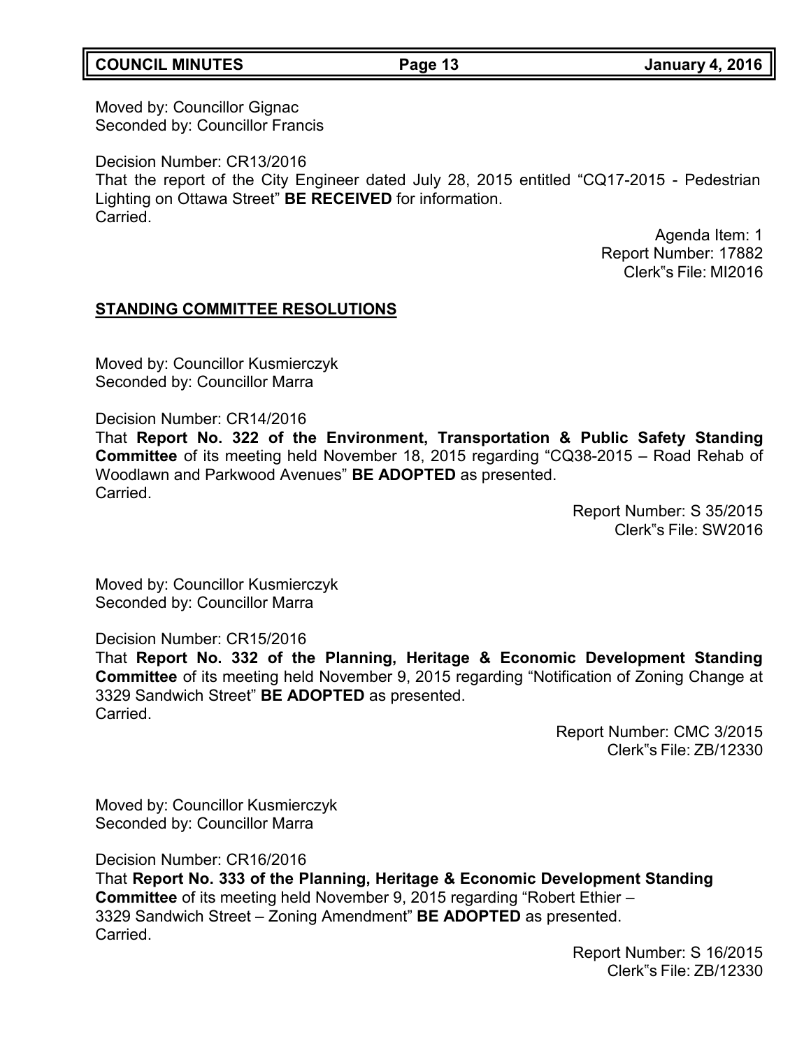Moved by: Councillor Gignac
Seconded by: Councillor Francis

Decision Number: CR13/2016
That the report of the City Engineer dated July 28, 2015 entitled "CQ17-2015 - Pedestrian Lighting on Ottawa Street" **BE RECEIVED** for information.
Carried.

Agenda Item: 1
Report Number: 17882
Clerk"s File: MI2016

## STANDING COMMITTEE RESOLUTIONS

Moved by: Councillor Kusmierczyk
Seconded by: Councillor Marra

Decision Number: CR14/2016
That **Report No. 322 of the Environment, Transportation & Public Safety Standing Committee** of its meeting held November 18, 2015 regarding "CQ38-2015 – Road Rehab of Woodlawn and Parkwood Avenues" **BE ADOPTED** as presented.
Carried.

Report Number: S 35/2015
Clerk"s File: SW2016

Moved by: Councillor Kusmierczyk
Seconded by: Councillor Marra

Decision Number: CR15/2016
That **Report No. 332 of the Planning, Heritage & Economic Development Standing Committee** of its meeting held November 9, 2015 regarding "Notification of Zoning Change at 3329 Sandwich Street" **BE ADOPTED** as presented.
Carried.

Report Number: CMC 3/2015
Clerk"s File: ZB/12330

Moved by: Councillor Kusmierczyk
Seconded by: Councillor Marra

Decision Number: CR16/2016
That **Report No. 333 of the Planning, Heritage & Economic Development Standing Committee** of its meeting held November 9, 2015 regarding "Robert Ethier – 3329 Sandwich Street – Zoning Amendment" **BE ADOPTED** as presented.
Carried.

Report Number: S 16/2015
Clerk"s File: ZB/12330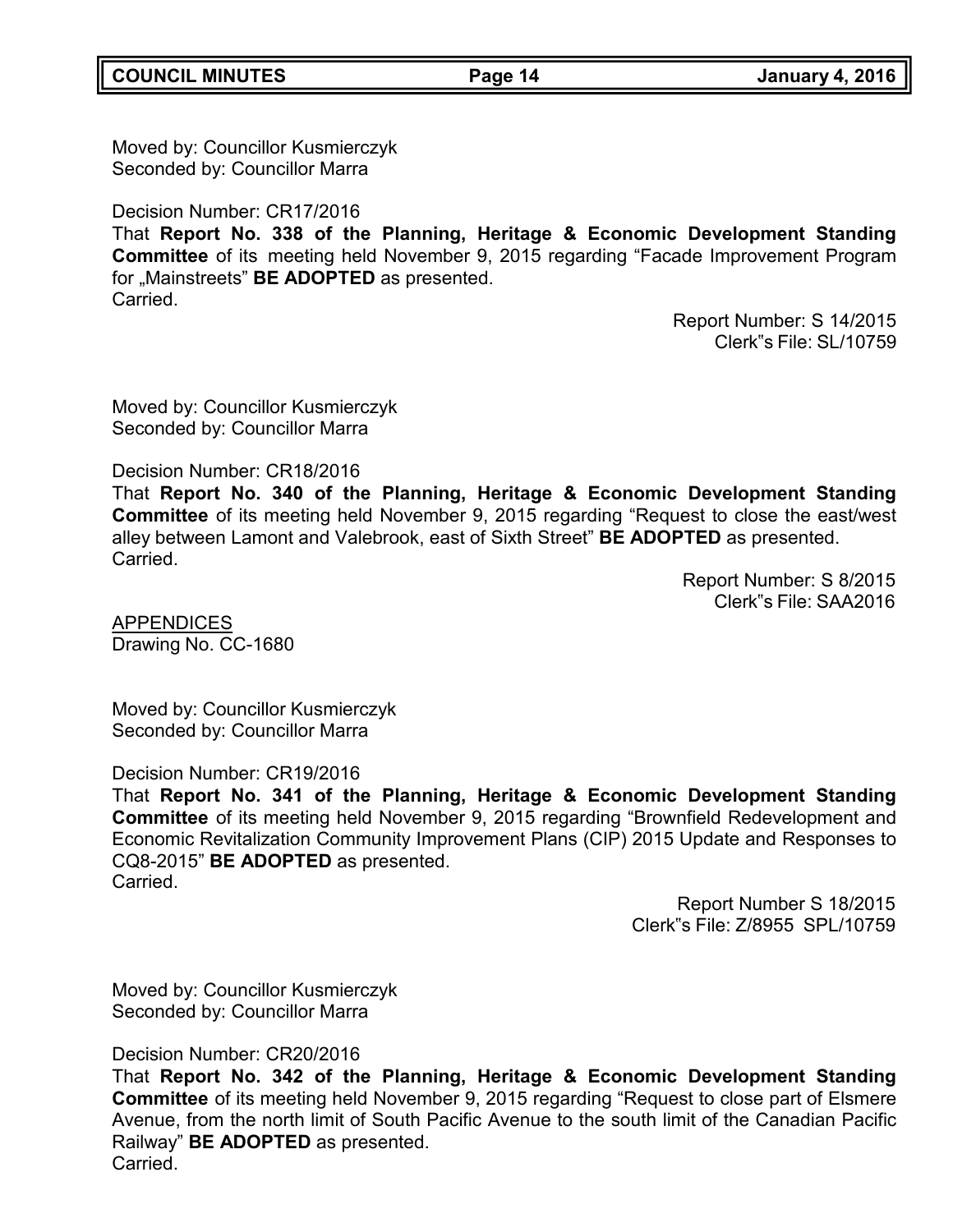Moved by: Councillor Kusmierczyk
Seconded by: Councillor Marra

Decision Number: CR17/2016
That **Report No. 338 of the Planning, Heritage & Economic Development Standing Committee** of its meeting held November 9, 2015 regarding "Facade Improvement Program for „Mainstreets" **BE ADOPTED** as presented.
Carried.

Report Number: S 14/2015
Clerk"s File: SL/10759

Moved by: Councillor Kusmierczyk
Seconded by: Councillor Marra

Decision Number: CR18/2016
That **Report No. 340 of the Planning, Heritage & Economic Development Standing Committee** of its meeting held November 9, 2015 regarding "Request to close the east/west alley between Lamont and Valebrook, east of Sixth Street" **BE ADOPTED** as presented.
Carried.

Report Number: S 8/2015
Clerk"s File: SAA2016

<u>APPENDICES</u>
Drawing No. CC-1680

Moved by: Councillor Kusmierczyk
Seconded by: Councillor Marra

Decision Number: CR19/2016
That **Report No. 341 of the Planning, Heritage & Economic Development Standing Committee** of its meeting held November 9, 2015 regarding "Brownfield Redevelopment and Economic Revitalization Community Improvement Plans (CIP) 2015 Update and Responses to CQ8-2015" **BE ADOPTED** as presented.
Carried.

Report Number S 18/2015
Clerk"s File: Z/8955 SPL/10759

Moved by: Councillor Kusmierczyk
Seconded by: Councillor Marra

Decision Number: CR20/2016
That **Report No. 342 of the Planning, Heritage & Economic Development Standing Committee** of its meeting held November 9, 2015 regarding "Request to close part of Elsmere Avenue, from the north limit of South Pacific Avenue to the south limit of the Canadian Pacific Railway" **BE ADOPTED** as presented.
Carried.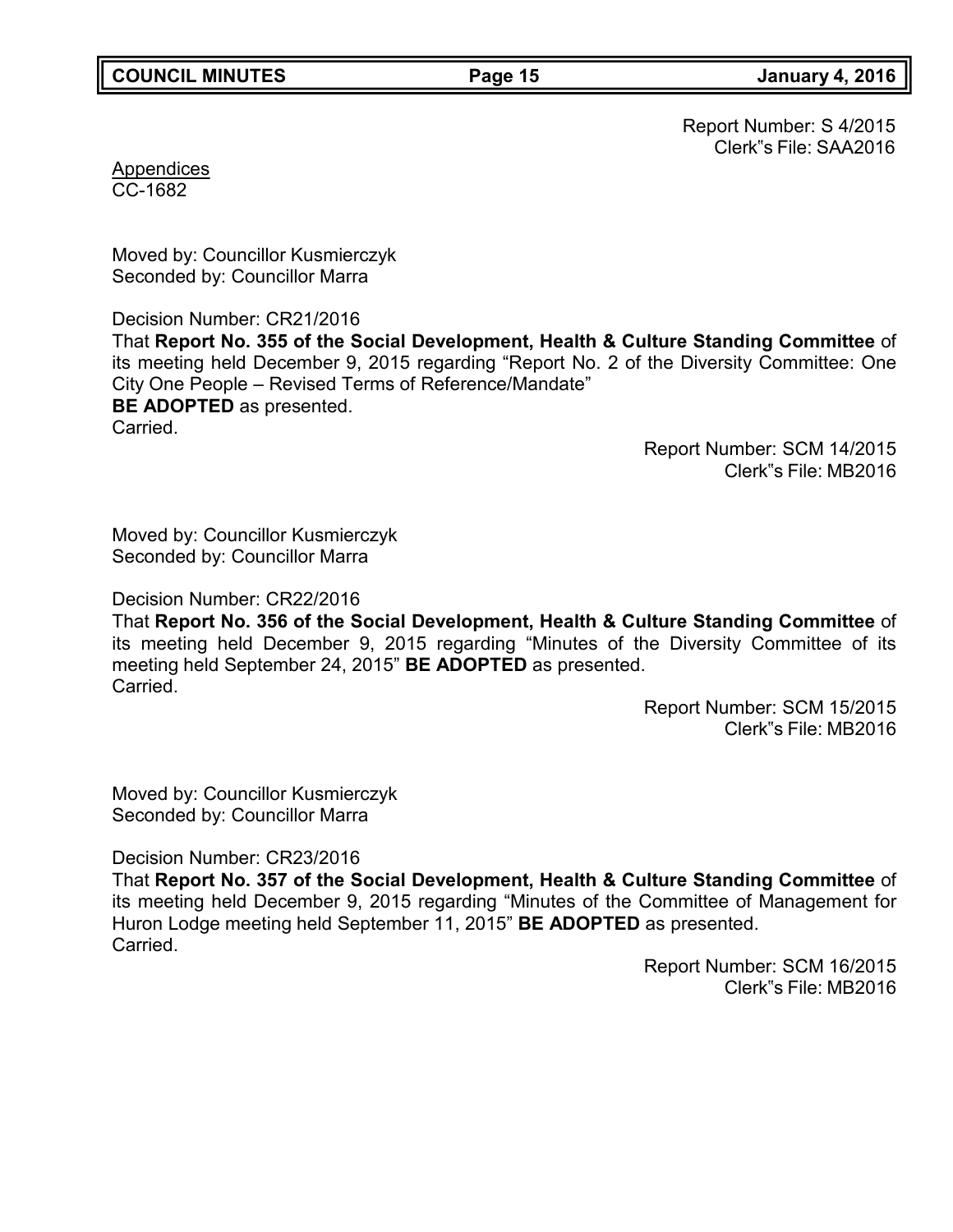Report Number: S 4/2015
Clerk"s File: SAA2016

Appendices
CC-1682

Moved by: Councillor Kusmierczyk
Seconded by: Councillor Marra

Decision Number: CR21/2016
That **Report No. 355 of the Social Development, Health & Culture Standing Committee** of its meeting held December 9, 2015 regarding "Report No. 2 of the Diversity Committee: One City One People – Revised Terms of Reference/Mandate"
**BE ADOPTED** as presented.
Carried.

Report Number: SCM 14/2015
Clerk"s File: MB2016

Moved by: Councillor Kusmierczyk
Seconded by: Councillor Marra

Decision Number: CR22/2016
That **Report No. 356 of the Social Development, Health & Culture Standing Committee** of its meeting held December 9, 2015 regarding "Minutes of the Diversity Committee of its meeting held September 24, 2015" **BE ADOPTED** as presented.
Carried.

Report Number: SCM 15/2015
Clerk"s File: MB2016

Moved by: Councillor Kusmierczyk
Seconded by: Councillor Marra

Decision Number: CR23/2016
That **Report No. 357 of the Social Development, Health & Culture Standing Committee** of its meeting held December 9, 2015 regarding "Minutes of the Committee of Management for Huron Lodge meeting held September 11, 2015" **BE ADOPTED** as presented.
Carried.

Report Number: SCM 16/2015
Clerk"s File: MB2016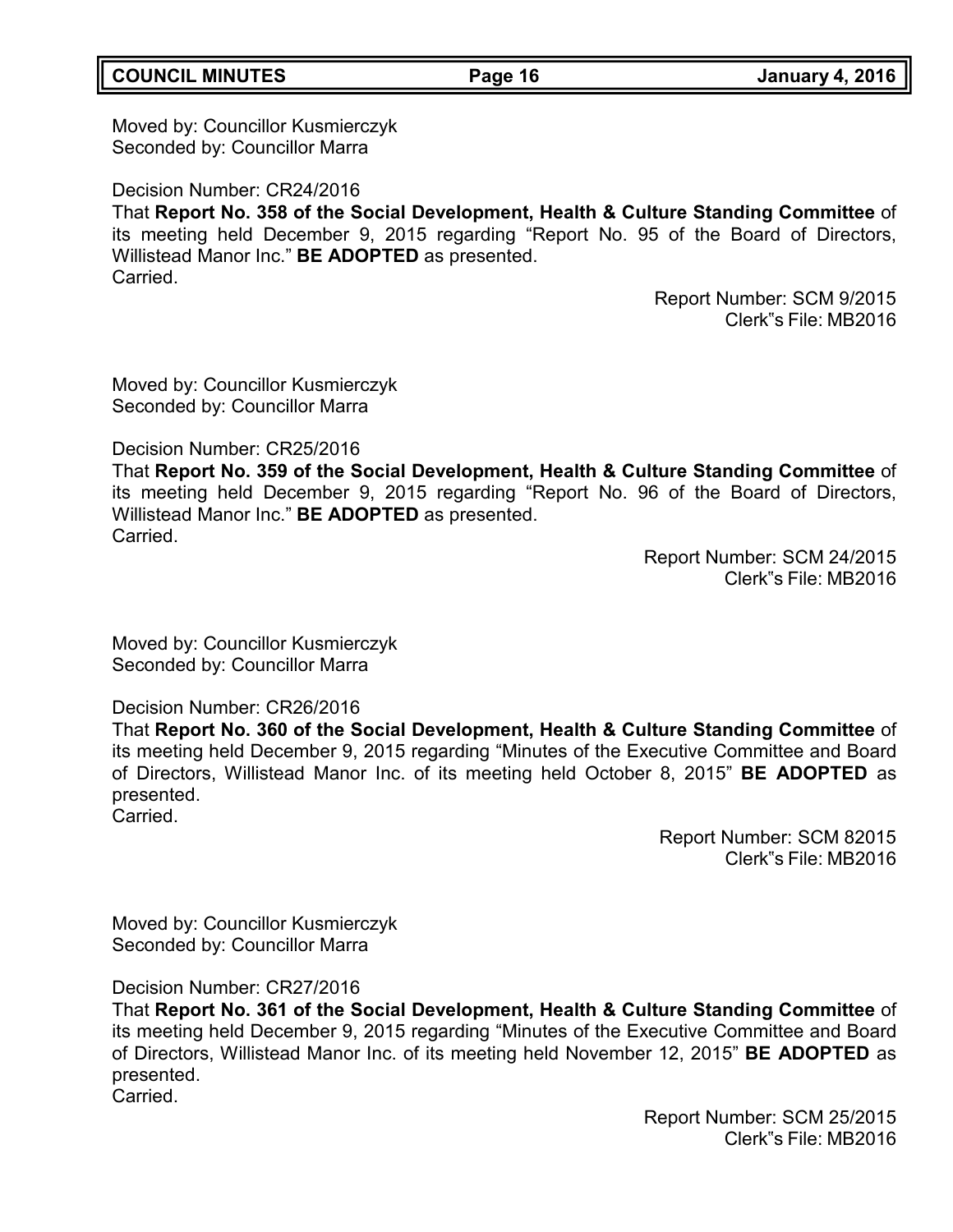Moved by: Councillor Kusmierczyk
Seconded by: Councillor Marra

Decision Number: CR24/2016
That **Report No. 358 of the Social Development, Health & Culture Standing Committee** of its meeting held December 9, 2015 regarding "Report No. 95 of the Board of Directors, Willistead Manor Inc." **BE ADOPTED** as presented.
Carried.

Report Number: SCM 9/2015
Clerk"s File: MB2016

Moved by: Councillor Kusmierczyk
Seconded by: Councillor Marra

Decision Number: CR25/2016
That **Report No. 359 of the Social Development, Health & Culture Standing Committee** of its meeting held December 9, 2015 regarding "Report No. 96 of the Board of Directors, Willistead Manor Inc." **BE ADOPTED** as presented.
Carried.

Report Number: SCM 24/2015
Clerk"s File: MB2016

Moved by: Councillor Kusmierczyk
Seconded by: Councillor Marra

Decision Number: CR26/2016
That **Report No. 360 of the Social Development, Health & Culture Standing Committee** of its meeting held December 9, 2015 regarding "Minutes of the Executive Committee and Board of Directors, Willistead Manor Inc. of its meeting held October 8, 2015" **BE ADOPTED** as presented.
Carried.

Report Number: SCM 82015
Clerk"s File: MB2016

Moved by: Councillor Kusmierczyk
Seconded by: Councillor Marra

Decision Number: CR27/2016
That **Report No. 361 of the Social Development, Health & Culture Standing Committee** of its meeting held December 9, 2015 regarding "Minutes of the Executive Committee and Board of Directors, Willistead Manor Inc. of its meeting held November 12, 2015" **BE ADOPTED** as presented.
Carried.

Report Number: SCM 25/2015
Clerk"s File: MB2016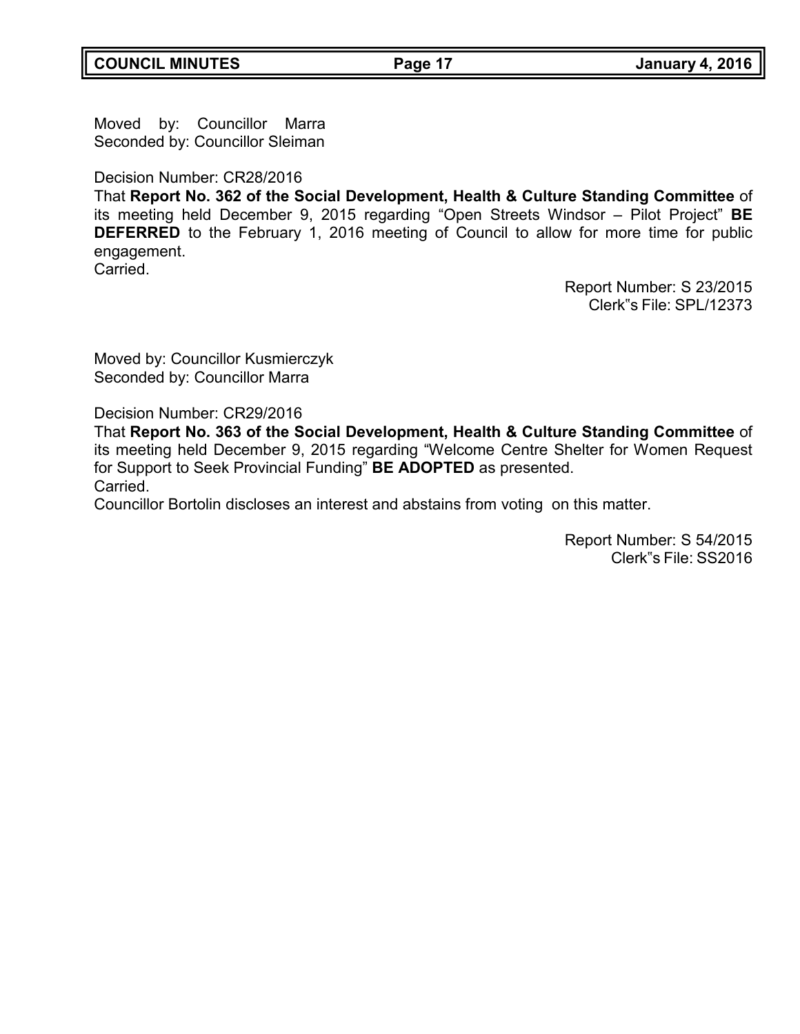Moved by: Councillor Marra
Seconded by: Councillor Sleiman

Decision Number: CR28/2016
That **Report No. 362 of the Social Development, Health & Culture Standing Committee** of its meeting held December 9, 2015 regarding "Open Streets Windsor – Pilot Project" **BE DEFERRED** to the February 1, 2016 meeting of Council to allow for more time for public engagement.
Carried.

Report Number: S 23/2015
Clerk"s File: SPL/12373

Moved by: Councillor Kusmierczyk
Seconded by: Councillor Marra

Decision Number: CR29/2016
That **Report No. 363 of the Social Development, Health & Culture Standing Committee** of its meeting held December 9, 2015 regarding "Welcome Centre Shelter for Women Request for Support to Seek Provincial Funding" **BE ADOPTED** as presented.
Carried.
Councillor Bortolin discloses an interest and abstains from voting on this matter.

Report Number: S 54/2015
Clerk"s File: SS2016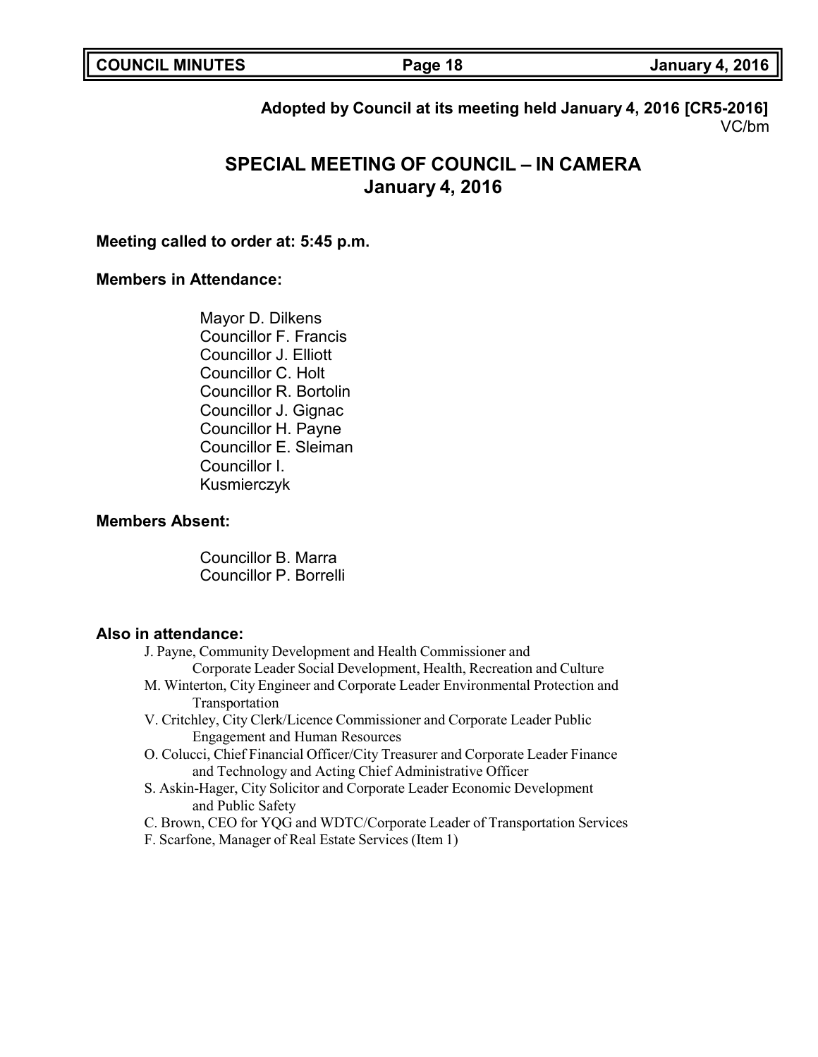**Adopted by Council at its meeting held January 4, 2016 [CR5-2016]**
VC/bm

# SPECIAL MEETING OF COUNCIL – IN CAMERA
## January 4, 2016

**Meeting called to order at: 5:45 p.m.**

**Members in Attendance:**

Mayor D. Dilkens
Councillor F. Francis
Councillor J. Elliott
Councillor C. Holt
Councillor R. Bortolin
Councillor J. Gignac
Councillor H. Payne
Councillor E. Sleiman
Councillor I. Kusmierczyk

**Members Absent:**

Councillor B. Marra
Councillor P. Borrelli

**Also in attendance:**

J. Payne, Community Development and Health Commissioner and Corporate Leader Social Development, Health, Recreation and Culture
M. Winterton, City Engineer and Corporate Leader Environmental Protection and Transportation
V. Critchley, City Clerk/Licence Commissioner and Corporate Leader Public Engagement and Human Resources
O. Colucci, Chief Financial Officer/City Treasurer and Corporate Leader Finance and Technology and Acting Chief Administrative Officer
S. Askin-Hager, City Solicitor and Corporate Leader Economic Development and Public Safety
C. Brown, CEO for YQG and WDTC/Corporate Leader of Transportation Services
F. Scarfone, Manager of Real Estate Services (Item 1)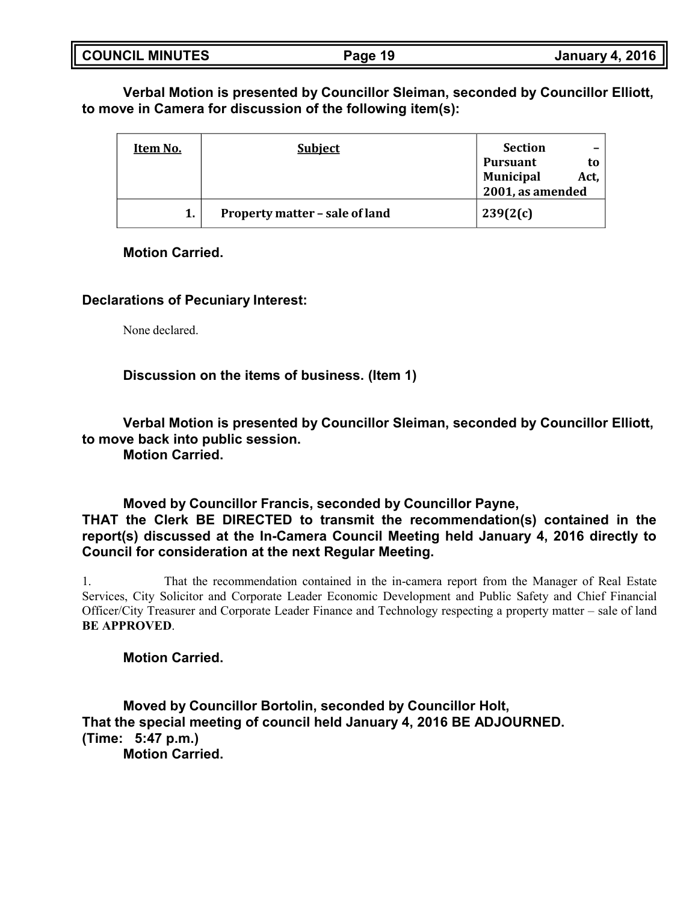**Verbal Motion is presented by Councillor Sleiman, seconded by Councillor Elliott, to move in Camera for discussion of the following item(s):**

| Item No. | Subject | Section – Pursuant to Municipal Act, 2001, as amended |
|---|---|---|
| 1. | Property matter – sale of land | 239(2(c) |

**Motion Carried.**

**Declarations of Pecuniary Interest:**

None declared.

**Discussion on the items of business. (Item 1)**

**Verbal Motion is presented by Councillor Sleiman, seconded by Councillor Elliott, to move back into public session.**
**Motion Carried.**

**Moved by Councillor Francis, seconded by Councillor Payne,**
**THAT the Clerk BE DIRECTED to transmit the recommendation(s) contained in the report(s) discussed at the In-Camera Council Meeting held January 4, 2016 directly to Council for consideration at the next Regular Meeting.**

1. That the recommendation contained in the in-camera report from the Manager of Real Estate Services, City Solicitor and Corporate Leader Economic Development and Public Safety and Chief Financial Officer/City Treasurer and Corporate Leader Finance and Technology respecting a property matter – sale of land **BE APPROVED**.

**Motion Carried.**

**Moved by Councillor Bortolin, seconded by Councillor Holt,**
**That the special meeting of council held January 4, 2016 BE ADJOURNED.**
**(Time: 5:47 p.m.)**
**Motion Carried.**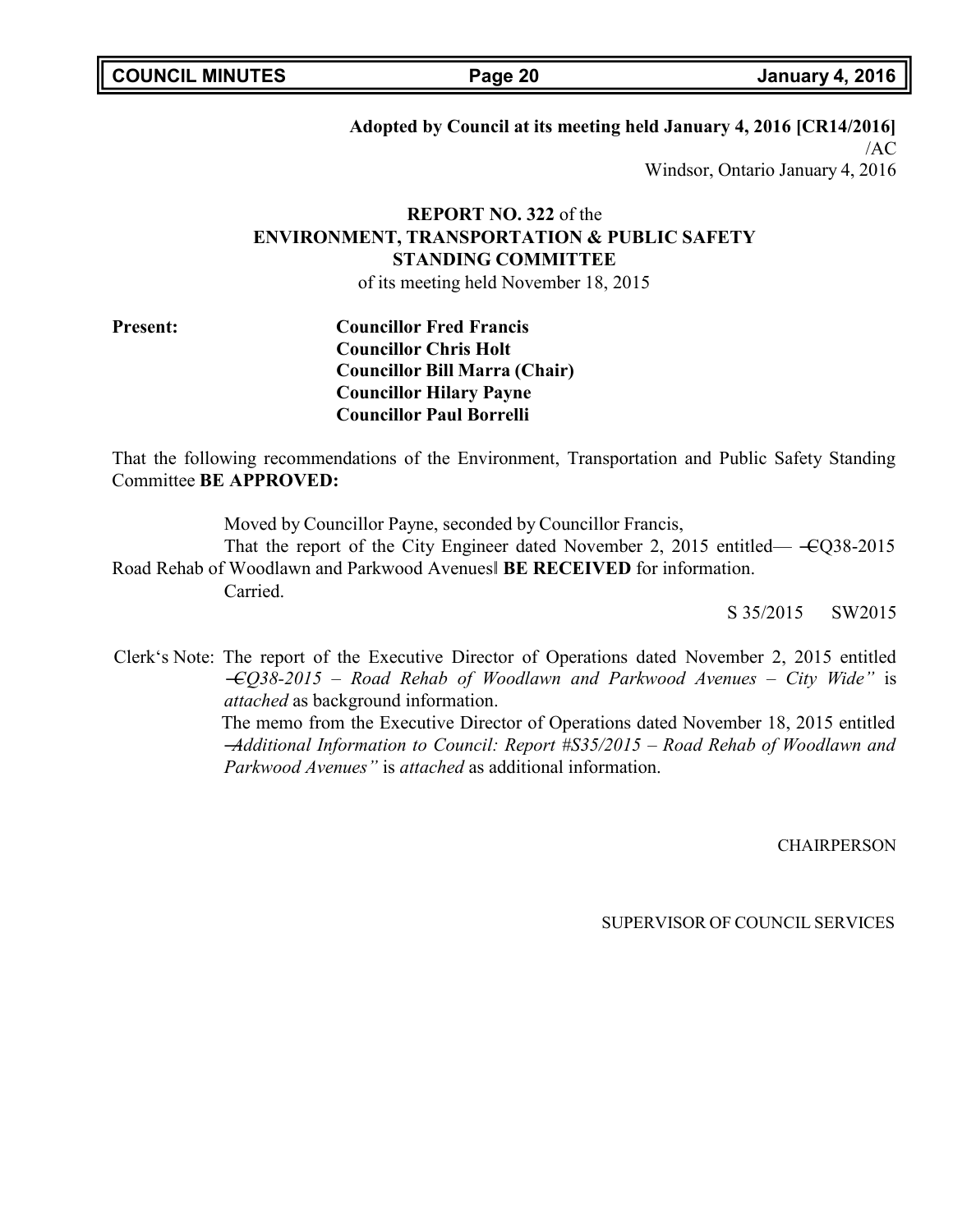**Adopted by Council at its meeting held January 4, 2016 [CR14/2016]**
/AC
Windsor, Ontario January 4, 2016

**REPORT NO. 322** of the
**ENVIRONMENT, TRANSPORTATION & PUBLIC SAFETY STANDING COMMITTEE**
of its meeting held November 18, 2015

**Present:**

**Councillor Fred Francis**
**Councillor Chris Holt**
**Councillor Bill Marra (Chair)**
**Councillor Hilary Payne**
**Councillor Paul Borrelli**

That the following recommendations of the Environment, Transportation and Public Safety Standing Committee **BE APPROVED:**

Moved by Councillor Payne, seconded by Councillor Francis,
That the report of the City Engineer dated November 2, 2015 entitled— ―CQ38-2015 Road Rehab of Woodlawn and Parkwood Avenues‖ **BE RECEIVED** for information.
Carried.

S 35/2015 SW2015

Clerk‗s Note: The report of the Executive Director of Operations dated November 2, 2015 entitled *―CQ38-2015 – Road Rehab of Woodlawn and Parkwood Avenues – City Wide"* is *attached* as background information.
The memo from the Executive Director of Operations dated November 18, 2015 entitled *―Additional Information to Council: Report #S35/2015 – Road Rehab of Woodlawn and Parkwood Avenues"* is *attached* as additional information.

CHAIRPERSON

SUPERVISOR OF COUNCIL SERVICES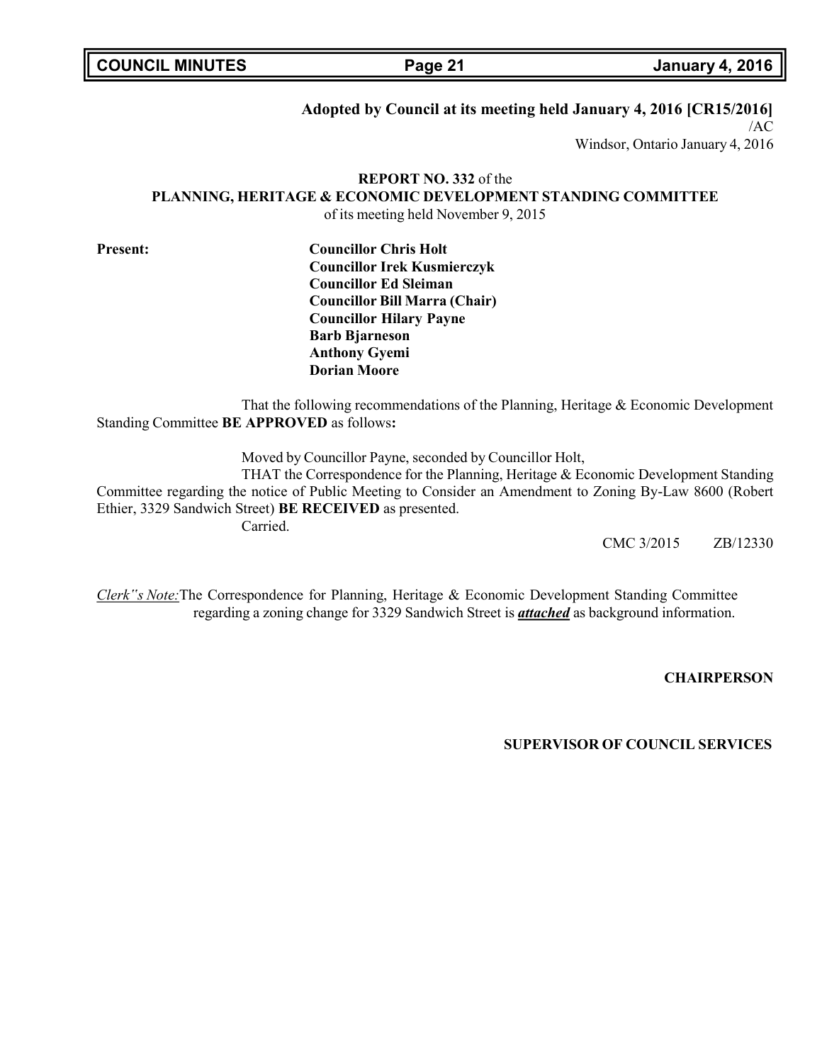**Adopted by Council at its meeting held January 4, 2016 [CR15/2016]**
/AC
Windsor, Ontario January 4, 2016

**REPORT NO. 332** of the
**PLANNING, HERITAGE & ECONOMIC DEVELOPMENT STANDING COMMITTEE**
of its meeting held November 9, 2015

**Present:**

**Councillor Chris Holt**
**Councillor Irek Kusmierczyk**
**Councillor Ed Sleiman**
**Councillor Bill Marra (Chair)**
**Councillor Hilary Payne**
**Barb Bjarneson**
**Anthony Gyemi**
**Dorian Moore**

That the following recommendations of the Planning, Heritage & Economic Development Standing Committee **BE APPROVED** as follows**:**

Moved by Councillor Payne, seconded by Councillor Holt,

THAT the Correspondence for the Planning, Heritage & Economic Development Standing Committee regarding the notice of Public Meeting to Consider an Amendment to Zoning By-Law 8600 (Robert Ethier, 3329 Sandwich Street) **BE RECEIVED** as presented.

Carried.

CMC 3/2015 ZB/12330

*Clerk"s Note:* The Correspondence for Planning, Heritage & Economic Development Standing Committee regarding a zoning change for 3329 Sandwich Street is ***attached*** as background information.

**CHAIRPERSON**

**SUPERVISOR OF COUNCIL SERVICES**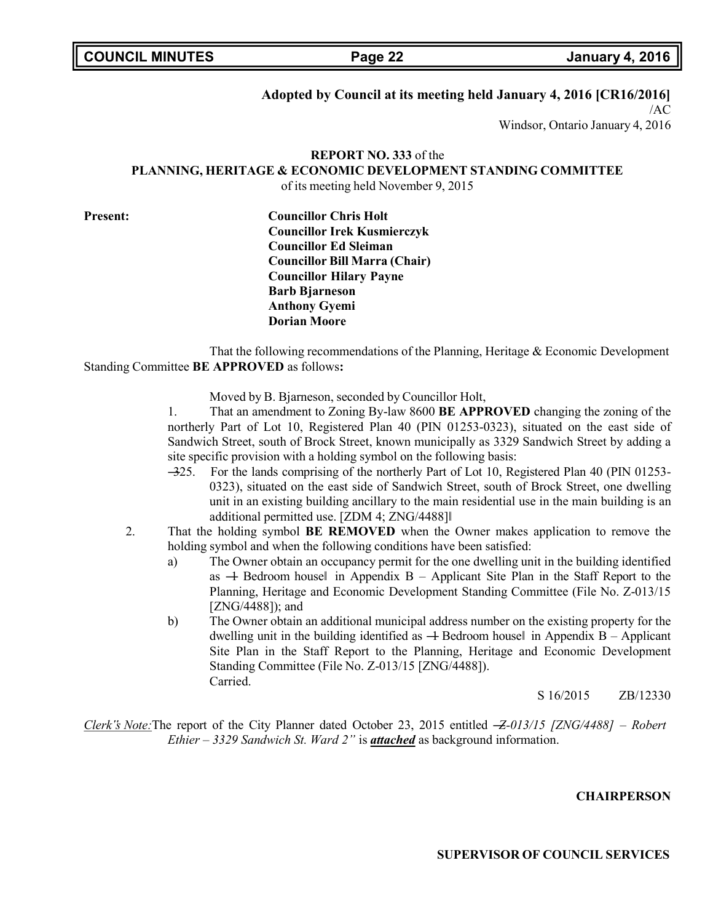**Adopted by Council at its meeting held January 4, 2016 [CR16/2016]**

/AC

Windsor, Ontario January 4, 2016

**REPORT NO. 333** of the
**PLANNING, HERITAGE & ECONOMIC DEVELOPMENT STANDING COMMITTEE**
of its meeting held November 9, 2015

**Present:**

**Councillor Chris Holt**
**Councillor Irek Kusmierczyk**
**Councillor Ed Sleiman**
**Councillor Bill Marra (Chair)**
**Councillor Hilary Payne**
**Barb Bjarneson**
**Anthony Gyemi**
**Dorian Moore**

That the following recommendations of the Planning, Heritage & Economic Development Standing Committee **BE APPROVED** as follows**:**

Moved by B. Bjarneson, seconded by Councillor Holt,

1. That an amendment to Zoning By-law 8600 **BE APPROVED** changing the zoning of the northerly Part of Lot 10, Registered Plan 40 (PIN 01253-0323), situated on the east side of Sandwich Street, south of Brock Street, known municipally as 3329 Sandwich Street by adding a site specific provision with a holding symbol on the following basis:
   ―325. For the lands comprising of the northerly Part of Lot 10, Registered Plan 40 (PIN 01253-0323), situated on the east side of Sandwich Street, south of Brock Street, one dwelling unit in an existing building ancillary to the main residential use in the main building is an additional permitted use. [ZDM 4; ZNG/4488]‖

2. That the holding symbol **BE REMOVED** when the Owner makes application to remove the holding symbol and when the following conditions have been satisfied:
   a) The Owner obtain an occupancy permit for the one dwelling unit in the building identified as ―1 Bedroom house‖ in Appendix B – Applicant Site Plan in the Staff Report to the Planning, Heritage and Economic Development Standing Committee (File No. Z-013/15 [ZNG/4488]); and
   b) The Owner obtain an additional municipal address number on the existing property for the dwelling unit in the building identified as ―1 Bedroom house‖ in Appendix B – Applicant Site Plan in the Staff Report to the Planning, Heritage and Economic Development Standing Committee (File No. Z-013/15 [ZNG/4488]).

   Carried.

S 16/2015 ZB/12330

*Clerk's Note:* The report of the City Planner dated October 23, 2015 entitled *―Z-013/15 [ZNG/4488] – Robert Ethier – 3329 Sandwich St. Ward 2"* is ***attached*** as background information.

**CHAIRPERSON**

**SUPERVISOR OF COUNCIL SERVICES**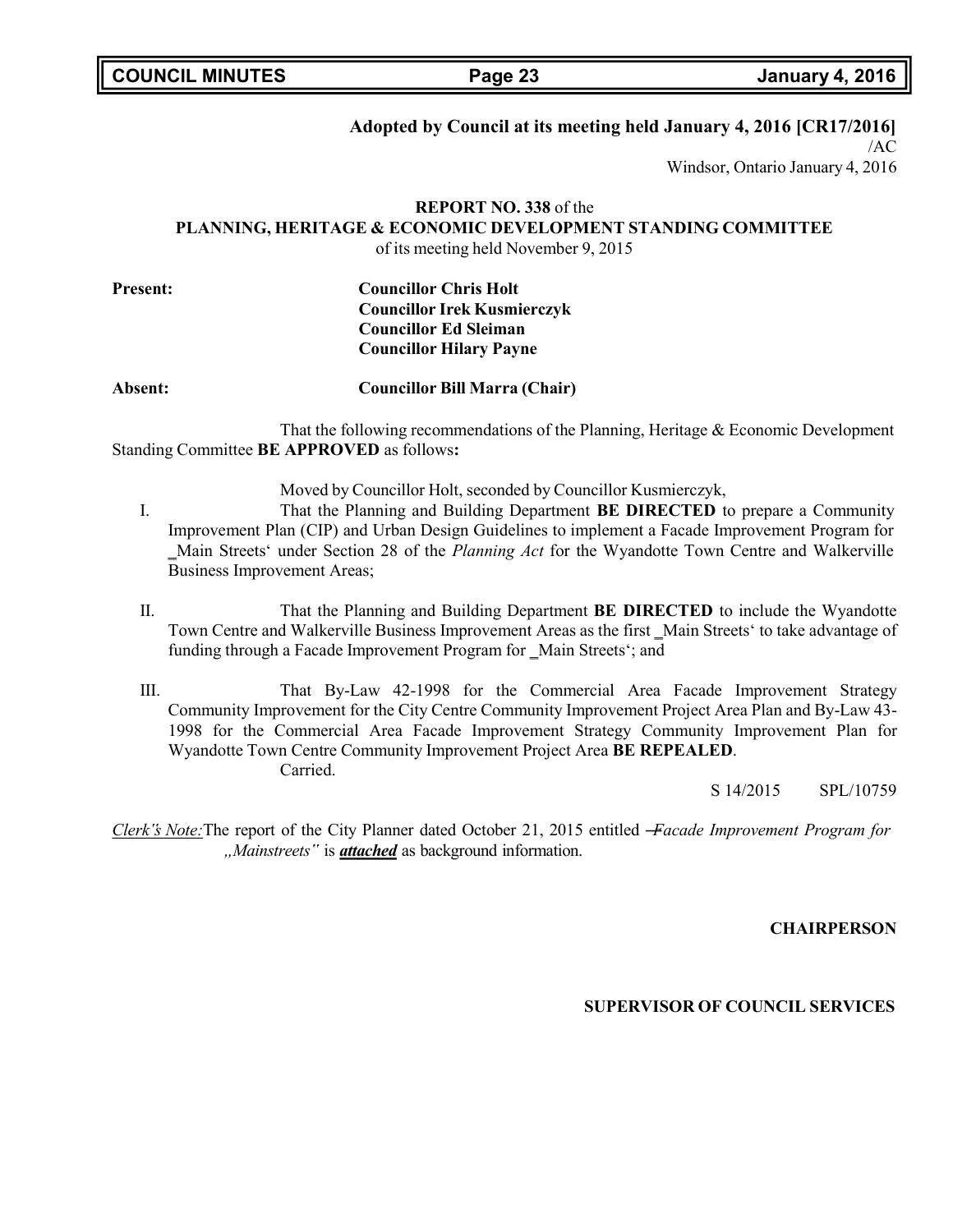**Adopted by Council at its meeting held January 4, 2016 [CR17/2016]**
/AC
Windsor, Ontario January 4, 2016

**REPORT NO. 338** of the
**PLANNING, HERITAGE & ECONOMIC DEVELOPMENT STANDING COMMITTEE**
of its meeting held November 9, 2015

**Present:** **Councillor Chris Holt**
**Councillor Irek Kusmierczyk**
**Councillor Ed Sleiman**
**Councillor Hilary Payne**

**Absent:** **Councillor Bill Marra (Chair)**

That the following recommendations of the Planning, Heritage & Economic Development Standing Committee **BE APPROVED** as follows**:**

Moved by Councillor Holt, seconded by Councillor Kusmierczyk,

I. That the Planning and Building Department **BE DIRECTED** to prepare a Community Improvement Plan (CIP) and Urban Design Guidelines to implement a Facade Improvement Program for ‗Main Streets' under Section 28 of the *Planning Act* for the Wyandotte Town Centre and Walkerville Business Improvement Areas;

II. That the Planning and Building Department **BE DIRECTED** to include the Wyandotte Town Centre and Walkerville Business Improvement Areas as the first ‗Main Streets' to take advantage of funding through a Facade Improvement Program for ‗Main Streets'; and

III. That By-Law 42-1998 for the Commercial Area Facade Improvement Strategy Community Improvement for the City Centre Community Improvement Project Area Plan and By-Law 43-1998 for the Commercial Area Facade Improvement Strategy Community Improvement Plan for Wyandotte Town Centre Community Improvement Project Area **BE REPEALED**.
Carried.

S 14/2015 SPL/10759

*Clerk's Note:* The report of the City Planner dated October 21, 2015 entitled *―Facade Improvement Program for „Mainstreets"* is ***attached*** as background information.

**CHAIRPERSON**

**SUPERVISOR OF COUNCIL SERVICES**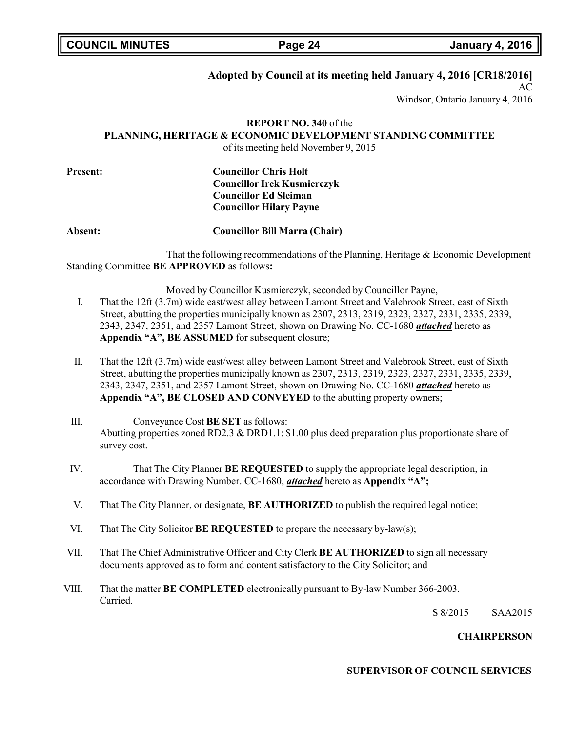**Adopted by Council at its meeting held January 4, 2016 [CR18/2016]**
AC
Windsor, Ontario January 4, 2016

**REPORT NO. 340** of the
**PLANNING, HERITAGE & ECONOMIC DEVELOPMENT STANDING COMMITTEE**
of its meeting held November 9, 2015

**Present:** **Councillor Chris Holt**
**Councillor Irek Kusmierczyk**
**Councillor Ed Sleiman**
**Councillor Hilary Payne**

**Absent:** **Councillor Bill Marra (Chair)**

That the following recommendations of the Planning, Heritage & Economic Development Standing Committee **BE APPROVED** as follows**:**

Moved by Councillor Kusmierczyk, seconded by Councillor Payne,

I. That the 12ft (3.7m) wide east/west alley between Lamont Street and Valebrook Street, east of Sixth Street, abutting the properties municipally known as 2307, 2313, 2319, 2323, 2327, 2331, 2335, 2339, 2343, 2347, 2351, and 2357 Lamont Street, shown on Drawing No. CC-1680 ***attached*** hereto as **Appendix "A", BE ASSUMED** for subsequent closure;

II. That the 12ft (3.7m) wide east/west alley between Lamont Street and Valebrook Street, east of Sixth Street, abutting the properties municipally known as 2307, 2313, 2319, 2323, 2327, 2331, 2335, 2339, 2343, 2347, 2351, and 2357 Lamont Street, shown on Drawing No. CC-1680 ***attached*** hereto as **Appendix "A", BE CLOSED AND CONVEYED** to the abutting property owners;

III. Conveyance Cost **BE SET** as follows:
Abutting properties zoned RD2.3 & DRD1.1: $1.00 plus deed preparation plus proportionate share of survey cost.

IV. That The City Planner **BE REQUESTED** to supply the appropriate legal description, in accordance with Drawing Number. CC-1680, ***attached*** hereto as **Appendix "A";**

V. That The City Planner, or designate, **BE AUTHORIZED** to publish the required legal notice;

VI. That The City Solicitor **BE REQUESTED** to prepare the necessary by-law(s);

VII. That The Chief Administrative Officer and City Clerk **BE AUTHORIZED** to sign all necessary documents approved as to form and content satisfactory to the City Solicitor; and

VIII. That the matter **BE COMPLETED** electronically pursuant to By-law Number 366-2003.
Carried.

S 8/2015 SAA2015

**CHAIRPERSON**

**SUPERVISOR OF COUNCIL SERVICES**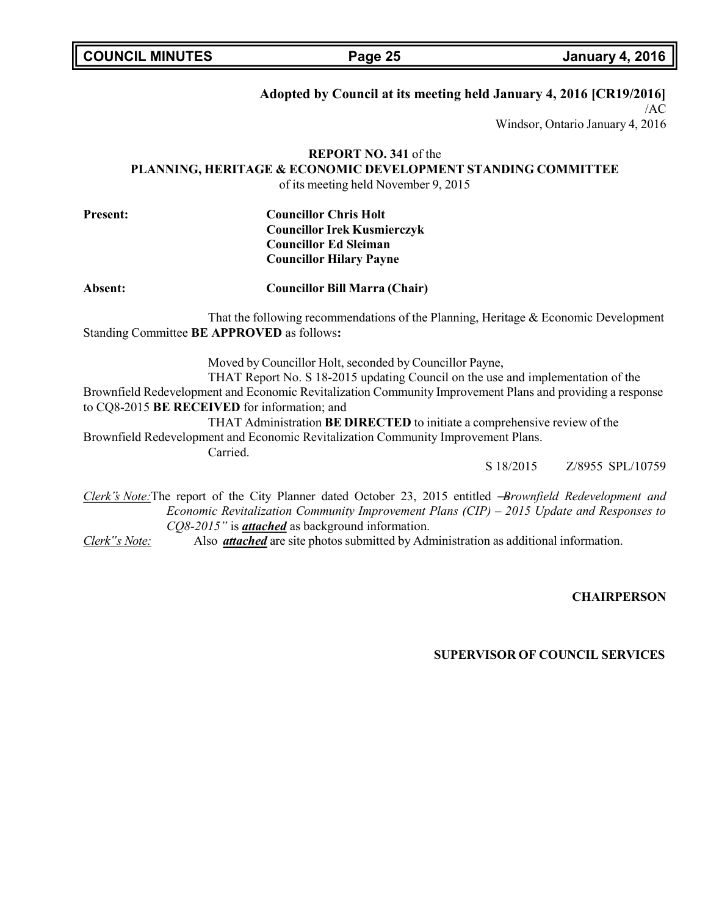**Adopted by Council at its meeting held January 4, 2016 [CR19/2016]**
/AC
Windsor, Ontario January 4, 2016

**REPORT NO. 341** of the
**PLANNING, HERITAGE & ECONOMIC DEVELOPMENT STANDING COMMITTEE**
of its meeting held November 9, 2015

**Present:** **Councillor Chris Holt**
**Councillor Irek Kusmierczyk**
**Councillor Ed Sleiman**
**Councillor Hilary Payne**

**Absent:** **Councillor Bill Marra (Chair)**

That the following recommendations of the Planning, Heritage & Economic Development Standing Committee **BE APPROVED** as follows**:**

Moved by Councillor Holt, seconded by Councillor Payne,

THAT Report No. S 18-2015 updating Council on the use and implementation of the Brownfield Redevelopment and Economic Revitalization Community Improvement Plans and providing a response to CQ8-2015 **BE RECEIVED** for information; and

THAT Administration **BE DIRECTED** to initiate a comprehensive review of the Brownfield Redevelopment and Economic Revitalization Community Improvement Plans.

Carried.

S 18/2015 Z/8955 SPL/10759

*Clerk's Note:* The report of the City Planner dated October 23, 2015 entitled *"Brownfield Redevelopment and Economic Revitalization Community Improvement Plans (CIP) – 2015 Update and Responses to CQ8-2015"* is ***attached*** as background information.

*Clerk's Note:* Also ***attached*** are site photos submitted by Administration as additional information.

**CHAIRPERSON**

**SUPERVISOR OF COUNCIL SERVICES**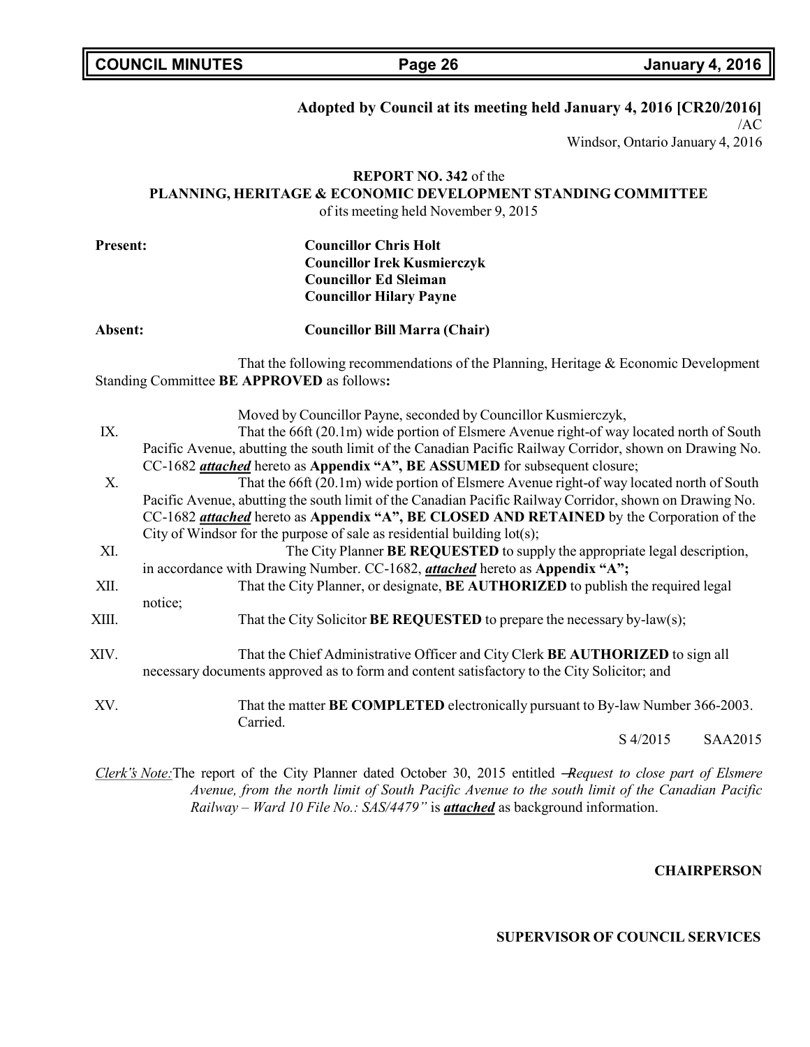**Adopted by Council at its meeting held January 4, 2016 [CR20/2016]**

/AC

Windsor, Ontario January 4, 2016

**REPORT NO. 342** of the
**PLANNING, HERITAGE & ECONOMIC DEVELOPMENT STANDING COMMITTEE**
of its meeting held November 9, 2015

**Present:** **Councillor Chris Holt**
**Councillor Irek Kusmierczyk**
**Councillor Ed Sleiman**
**Councillor Hilary Payne**

**Absent:** **Councillor Bill Marra (Chair)**

That the following recommendations of the Planning, Heritage & Economic Development Standing Committee **BE APPROVED** as follows**:**

Moved by Councillor Payne, seconded by Councillor Kusmierczyk,

IX. That the 66ft (20.1m) wide portion of Elsmere Avenue right-of way located north of South Pacific Avenue, abutting the south limit of the Canadian Pacific Railway Corridor, shown on Drawing No. CC-1682 ***attached*** hereto as **Appendix "A", BE ASSUMED** for subsequent closure;

X. That the 66ft (20.1m) wide portion of Elsmere Avenue right-of way located north of South Pacific Avenue, abutting the south limit of the Canadian Pacific Railway Corridor, shown on Drawing No. CC-1682 ***attached*** hereto as **Appendix "A", BE CLOSED AND RETAINED** by the Corporation of the City of Windsor for the purpose of sale as residential building lot(s);

XI. The City Planner **BE REQUESTED** to supply the appropriate legal description, in accordance with Drawing Number. CC-1682, ***attached*** hereto as **Appendix "A";**

XII. That the City Planner, or designate, **BE AUTHORIZED** to publish the required legal notice;

XIII. That the City Solicitor **BE REQUESTED** to prepare the necessary by-law(s);

XIV. That the Chief Administrative Officer and City Clerk **BE AUTHORIZED** to sign all necessary documents approved as to form and content satisfactory to the City Solicitor; and

XV. That the matter **BE COMPLETED** electronically pursuant to By-law Number 366-2003.
Carried.

S 4/2015 SAA2015

*Clerk's Note:* The report of the City Planner dated October 30, 2015 entitled *"Request to close part of Elsmere Avenue, from the north limit of South Pacific Avenue to the south limit of the Canadian Pacific Railway – Ward 10 File No.: SAS/4479"* is ***attached*** as background information.

**CHAIRPERSON**

**SUPERVISOR OF COUNCIL SERVICES**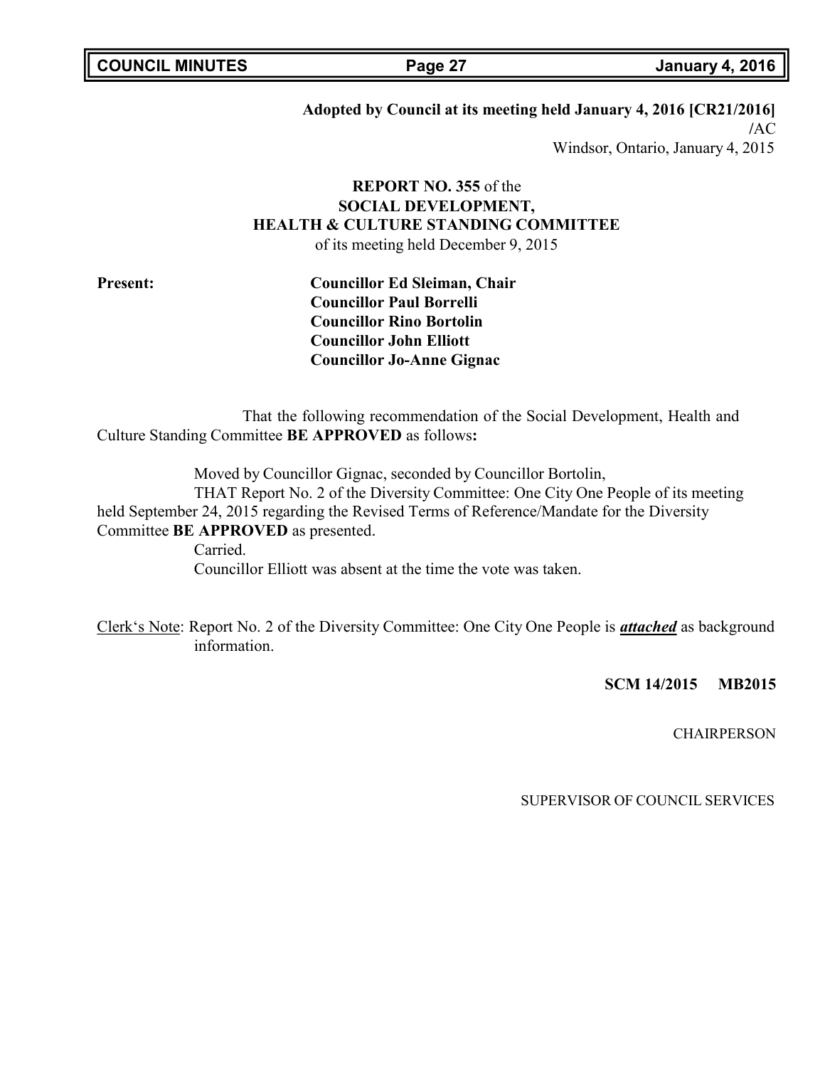**Adopted by Council at its meeting held January 4, 2016 [CR21/2016]**
/AC
Windsor, Ontario, January 4, 2015

**REPORT NO. 355** of the
**SOCIAL DEVELOPMENT,**
**HEALTH & CULTURE STANDING COMMITTEE**
of its meeting held December 9, 2015

**Present:**
**Councillor Ed Sleiman, Chair**
**Councillor Paul Borrelli**
**Councillor Rino Bortolin**
**Councillor John Elliott**
**Councillor Jo-Anne Gignac**

That the following recommendation of the Social Development, Health and Culture Standing Committee **BE APPROVED** as follows**:**

Moved by Councillor Gignac, seconded by Councillor Bortolin,
THAT Report No. 2 of the Diversity Committee: One City One People of its meeting held September 24, 2015 regarding the Revised Terms of Reference/Mandate for the Diversity Committee **BE APPROVED** as presented.
Carried.
Councillor Elliott was absent at the time the vote was taken.

Clerk's Note: Report No. 2 of the Diversity Committee: One City One People is ***attached*** as background information.

**SCM 14/2015 MB2015**

CHAIRPERSON

SUPERVISOR OF COUNCIL SERVICES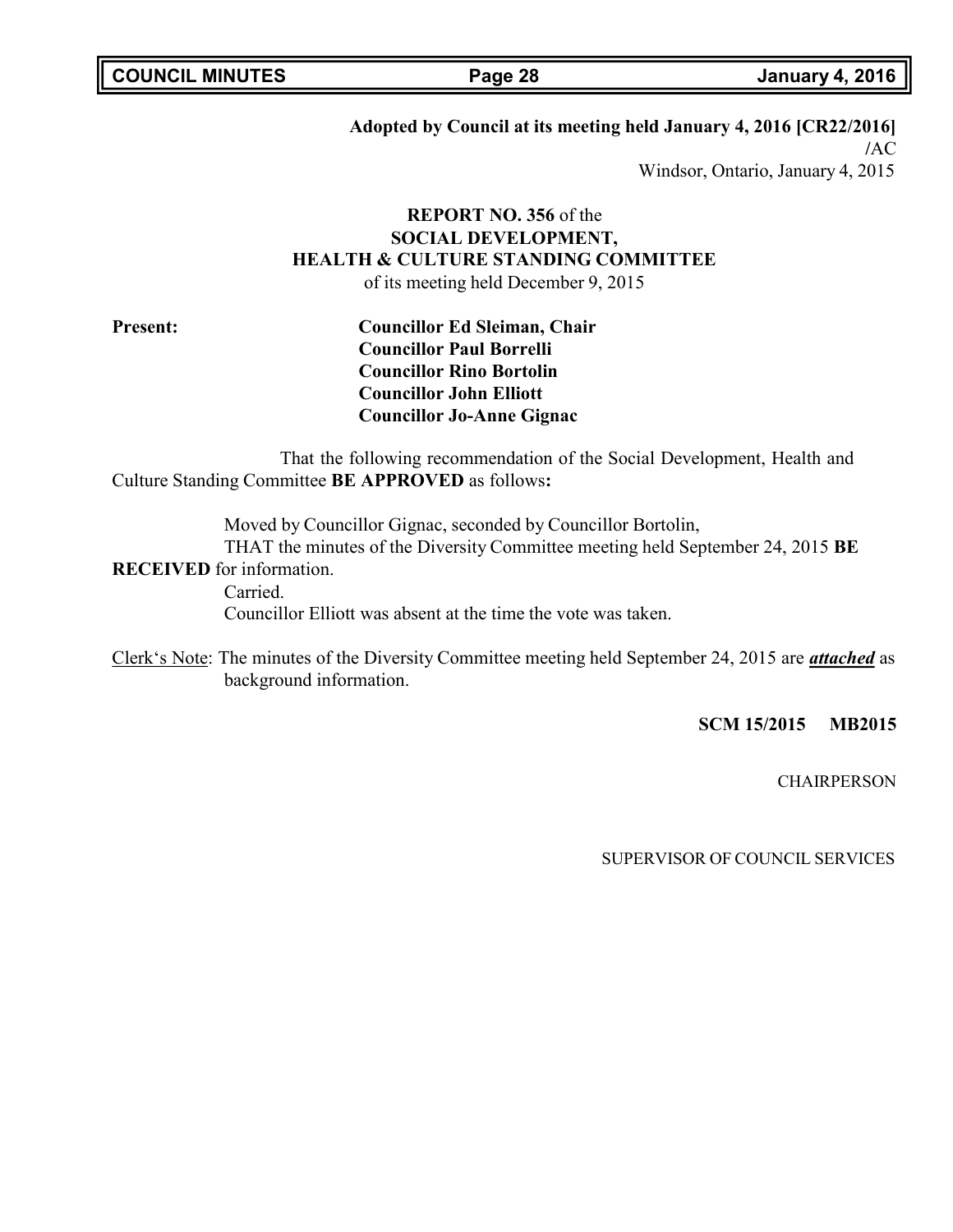**Adopted by Council at its meeting held January 4, 2016 [CR22/2016]**

/AC

Windsor, Ontario, January 4, 2015

**REPORT NO. 356** of the
**SOCIAL DEVELOPMENT,**
**HEALTH & CULTURE STANDING COMMITTEE**
of its meeting held December 9, 2015

**Present:**

**Councillor Ed Sleiman, Chair**
**Councillor Paul Borrelli**
**Councillor Rino Bortolin**
**Councillor John Elliott**
**Councillor Jo-Anne Gignac**

That the following recommendation of the Social Development, Health and Culture Standing Committee **BE APPROVED** as follows**:**

Moved by Councillor Gignac, seconded by Councillor Bortolin,
THAT the minutes of the Diversity Committee meeting held September 24, 2015 **BE RECEIVED** for information.
Carried.
Councillor Elliott was absent at the time the vote was taken.

Clerk's Note: The minutes of the Diversity Committee meeting held September 24, 2015 are ***attached*** as background information.

**SCM 15/2015 MB2015**

CHAIRPERSON

SUPERVISOR OF COUNCIL SERVICES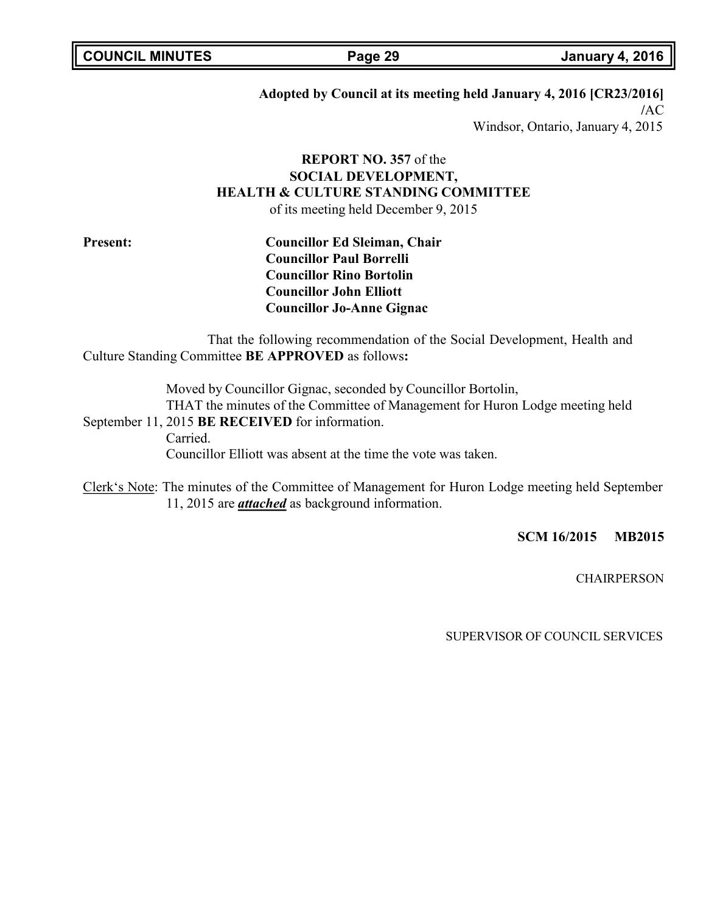**Adopted by Council at its meeting held January 4, 2016 [CR23/2016]**
/AC
Windsor, Ontario, January 4, 2015

**REPORT NO. 357** of the
**SOCIAL DEVELOPMENT,**
**HEALTH & CULTURE STANDING COMMITTEE**
of its meeting held December 9, 2015

**Present:**
**Councillor Ed Sleiman, Chair**
**Councillor Paul Borrelli**
**Councillor Rino Bortolin**
**Councillor John Elliott**
**Councillor Jo-Anne Gignac**

That the following recommendation of the Social Development, Health and Culture Standing Committee **BE APPROVED** as follows**:**

Moved by Councillor Gignac, seconded by Councillor Bortolin,
THAT the minutes of the Committee of Management for Huron Lodge meeting held September 11, 2015 **BE RECEIVED** for information.
Carried.
Councillor Elliott was absent at the time the vote was taken.

Clerk's Note: The minutes of the Committee of Management for Huron Lodge meeting held September 11, 2015 are ***attached*** as background information.

**SCM 16/2015 MB2015**

CHAIRPERSON

SUPERVISOR OF COUNCIL SERVICES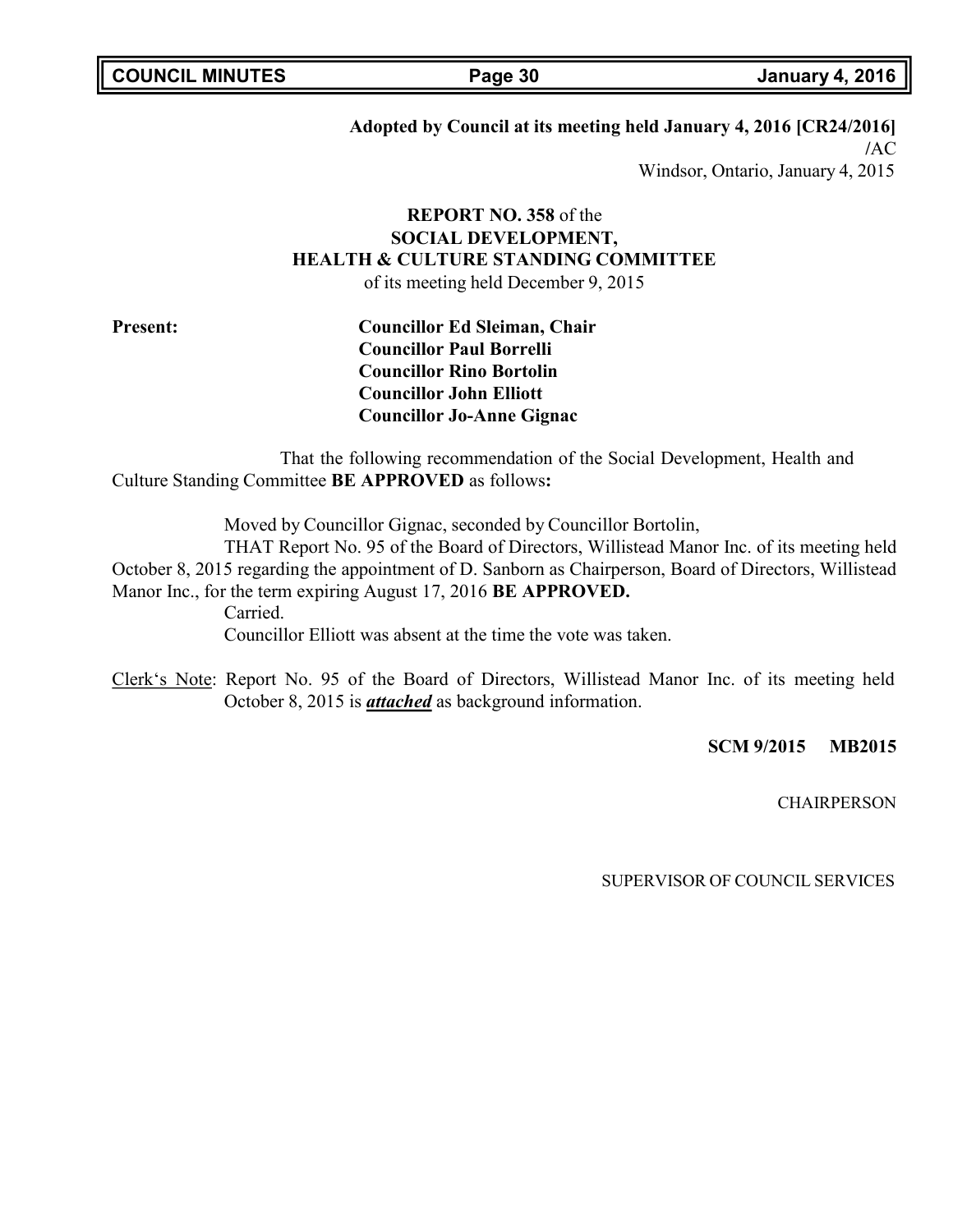**Adopted by Council at its meeting held January 4, 2016 [CR24/2016]**
**/**AC
Windsor, Ontario, January 4, 2015

**REPORT NO. 358** of the
**SOCIAL DEVELOPMENT,**
**HEALTH & CULTURE STANDING COMMITTEE**
of its meeting held December 9, 2015

**Present:** **Councillor Ed Sleiman, Chair**
**Councillor Paul Borrelli**
**Councillor Rino Bortolin**
**Councillor John Elliott**
**Councillor Jo-Anne Gignac**

That the following recommendation of the Social Development, Health and Culture Standing Committee **BE APPROVED** as follows**:**

Moved by Councillor Gignac, seconded by Councillor Bortolin,

THAT Report No. 95 of the Board of Directors, Willistead Manor Inc. of its meeting held October 8, 2015 regarding the appointment of D. Sanborn as Chairperson, Board of Directors, Willistead Manor Inc., for the term expiring August 17, 2016 **BE APPROVED.**

Carried.

Councillor Elliott was absent at the time the vote was taken.

Clerk's Note: Report No. 95 of the Board of Directors, Willistead Manor Inc. of its meeting held October 8, 2015 is ***attached*** as background information.

**SCM 9/2015 MB2015**

CHAIRPERSON

SUPERVISOR OF COUNCIL SERVICES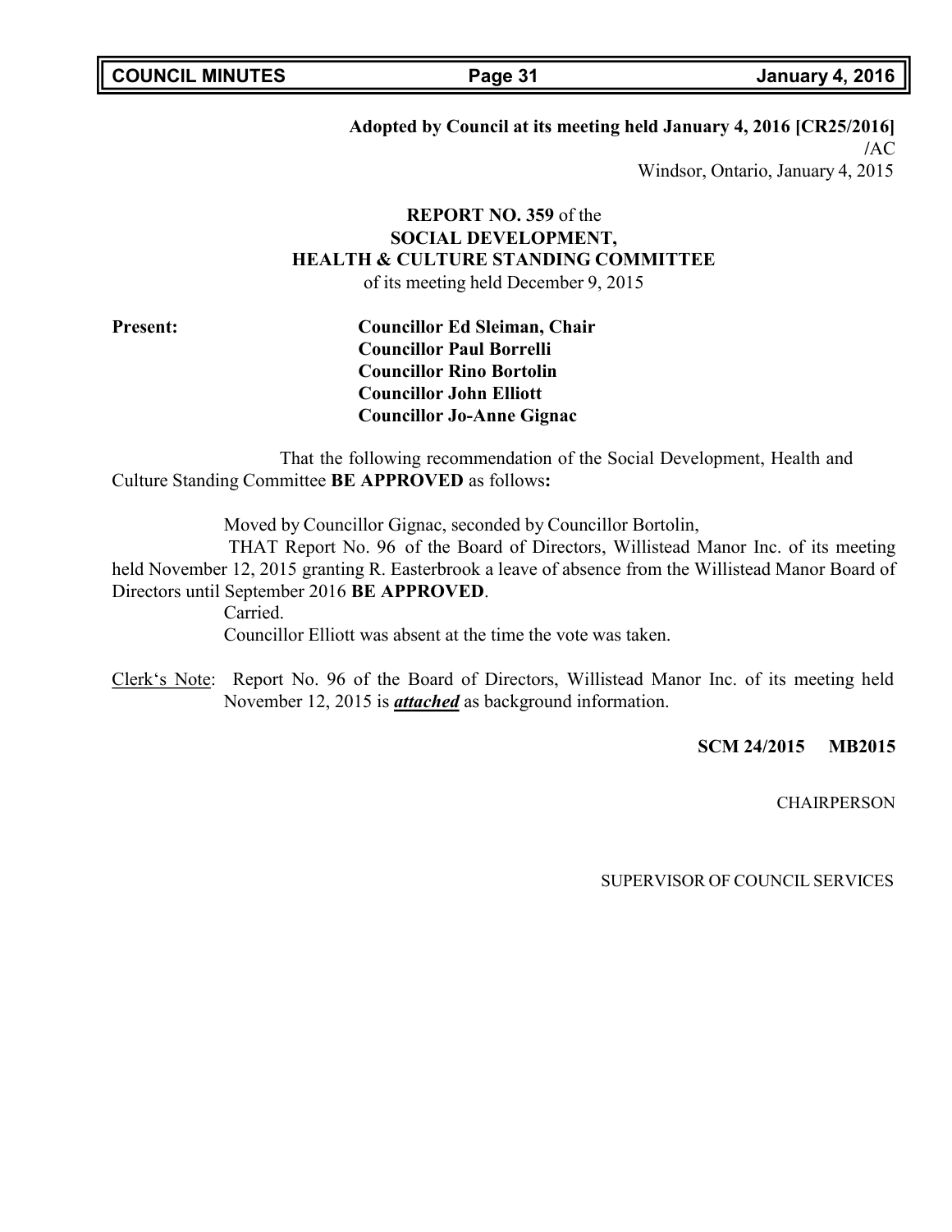**Adopted by Council at its meeting held January 4, 2016 [CR25/2016]**
/AC
Windsor, Ontario, January 4, 2015

**REPORT NO. 359** of the
**SOCIAL DEVELOPMENT,**
**HEALTH & CULTURE STANDING COMMITTEE**
of its meeting held December 9, 2015

**Present:**

**Councillor Ed Sleiman, Chair**
**Councillor Paul Borrelli**
**Councillor Rino Bortolin**
**Councillor John Elliott**
**Councillor Jo-Anne Gignac**

That the following recommendation of the Social Development, Health and Culture Standing Committee **BE APPROVED** as follows**:**

Moved by Councillor Gignac, seconded by Councillor Bortolin,

THAT Report No. 96 of the Board of Directors, Willistead Manor Inc. of its meeting held November 12, 2015 granting R. Easterbrook a leave of absence from the Willistead Manor Board of Directors until September 2016 **BE APPROVED**.

Carried.

Councillor Elliott was absent at the time the vote was taken.

Clerk's Note: Report No. 96 of the Board of Directors, Willistead Manor Inc. of its meeting held November 12, 2015 is ***attached*** as background information.

**SCM 24/2015 MB2015**

CHAIRPERSON

SUPERVISOR OF COUNCIL SERVICES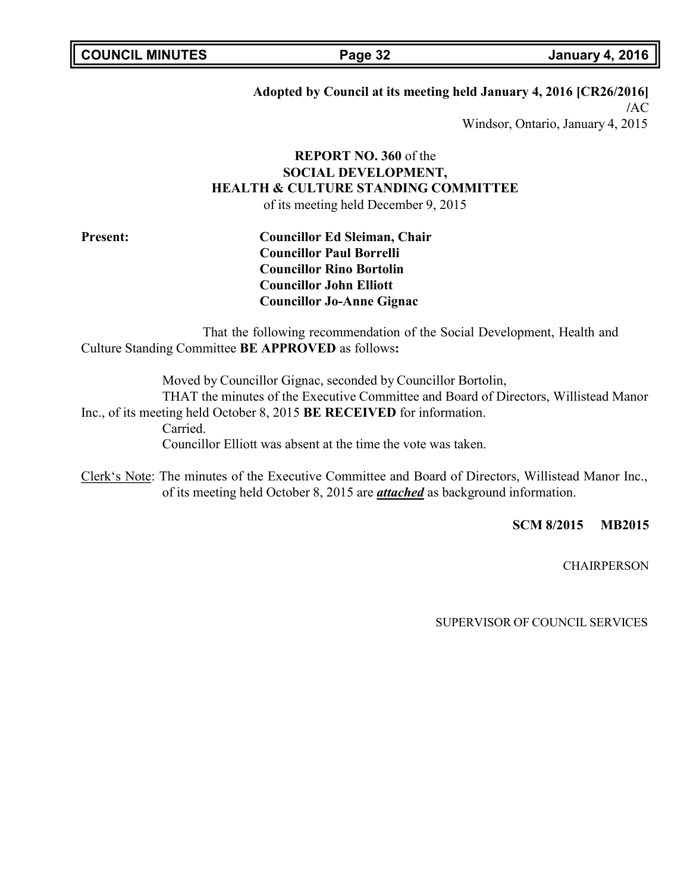**Adopted by Council at its meeting held January 4, 2016 [CR26/2016]**
/AC
Windsor, Ontario, January 4, 2015

**REPORT NO. 360** of the
**SOCIAL DEVELOPMENT,**
**HEALTH & CULTURE STANDING COMMITTEE**
of its meeting held December 9, 2015

**Present:**

**Councillor Ed Sleiman, Chair**
**Councillor Paul Borrelli**
**Councillor Rino Bortolin**
**Councillor John Elliott**
**Councillor Jo-Anne Gignac**

That the following recommendation of the Social Development, Health and Culture Standing Committee **BE APPROVED** as follows**:**

Moved by Councillor Gignac, seconded by Councillor Bortolin,
THAT the minutes of the Executive Committee and Board of Directors, Willistead Manor Inc., of its meeting held October 8, 2015 **BE RECEIVED** for information.
Carried.
Councillor Elliott was absent at the time the vote was taken.

Clerk's Note: The minutes of the Executive Committee and Board of Directors, Willistead Manor Inc., of its meeting held October 8, 2015 are ***attached*** as background information.

**SCM 8/2015 MB2015**

CHAIRPERSON

SUPERVISOR OF COUNCIL SERVICES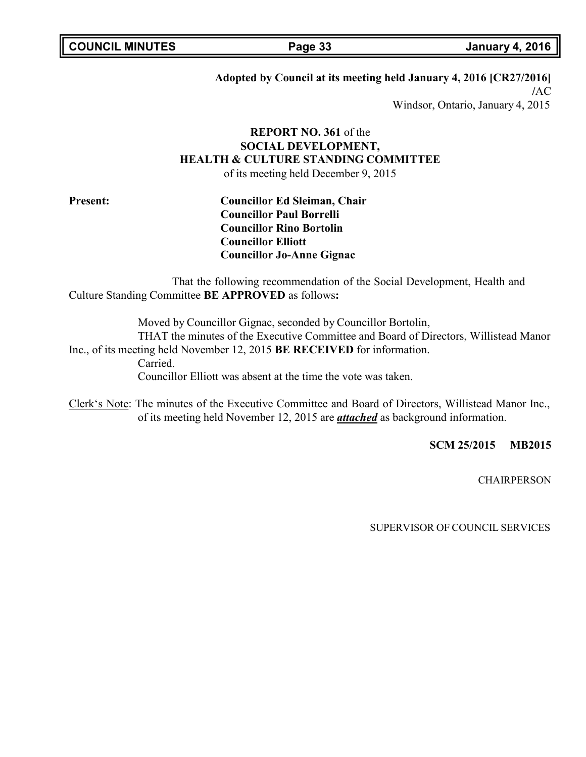**Adopted by Council at its meeting held January 4, 2016 [CR27/2016]**
/AC
Windsor, Ontario, January 4, 2015

**REPORT NO. 361** of the
**SOCIAL DEVELOPMENT,**
**HEALTH & CULTURE STANDING COMMITTEE**
of its meeting held December 9, 2015

**Present:**
**Councillor Ed Sleiman, Chair**
**Councillor Paul Borrelli**
**Councillor Rino Bortolin**
**Councillor Elliott**
**Councillor Jo-Anne Gignac**

That the following recommendation of the Social Development, Health and Culture Standing Committee **BE APPROVED** as follows**:**

Moved by Councillor Gignac, seconded by Councillor Bortolin,
THAT the minutes of the Executive Committee and Board of Directors, Willistead Manor Inc., of its meeting held November 12, 2015 **BE RECEIVED** for information.
Carried.
Councillor Elliott was absent at the time the vote was taken.

Clerk's Note: The minutes of the Executive Committee and Board of Directors, Willistead Manor Inc., of its meeting held November 12, 2015 are ***attached*** as background information.

**SCM 25/2015 MB2015**

CHAIRPERSON

SUPERVISOR OF COUNCIL SERVICES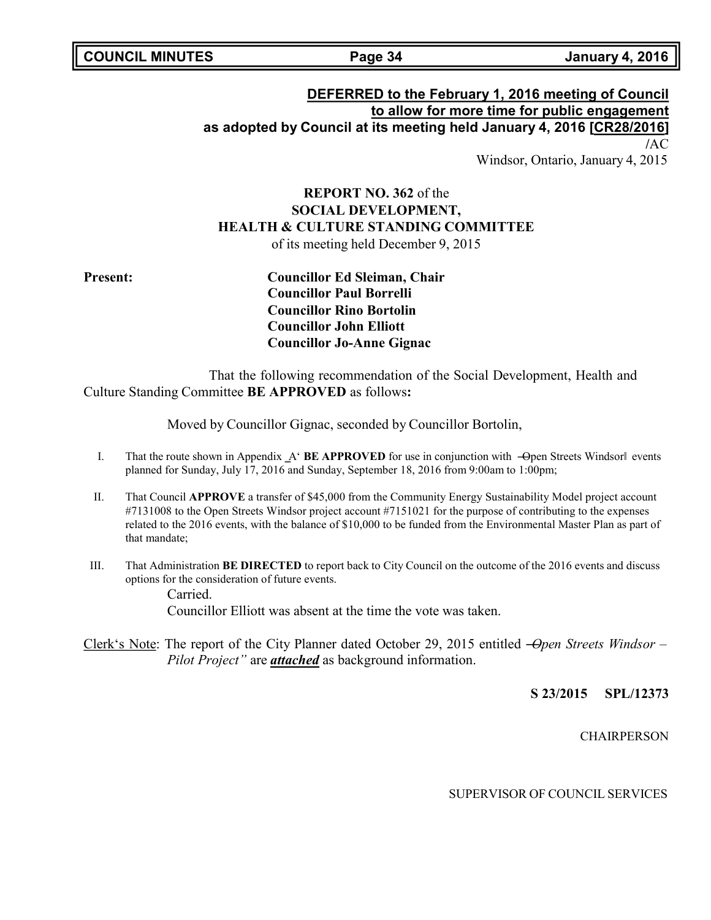**DEFERRED to the February 1, 2016 meeting of Council**
**to allow for more time for public engagement**
**as adopted by Council at its meeting held January 4, 2016 [CR28/2016]**

/AC

Windsor, Ontario, January 4, 2015

**REPORT NO. 362** of the
**SOCIAL DEVELOPMENT,**
**HEALTH & CULTURE STANDING COMMITTEE**
of its meeting held December 9, 2015

**Present:**
**Councillor Ed Sleiman, Chair**
**Councillor Paul Borrelli**
**Councillor Rino Bortolin**
**Councillor John Elliott**
**Councillor Jo-Anne Gignac**

That the following recommendation of the Social Development, Health and Culture Standing Committee **BE APPROVED** as follows**:**

Moved by Councillor Gignac, seconded by Councillor Bortolin,

I. That the route shown in Appendix _A' **BE APPROVED** for use in conjunction with ―Open Streets Windsor‖ events planned for Sunday, July 17, 2016 and Sunday, September 18, 2016 from 9:00am to 1:00pm;

II. That Council **APPROVE** a transfer of $45,000 from the Community Energy Sustainability Model project account #7131008 to the Open Streets Windsor project account #7151021 for the purpose of contributing to the expenses related to the 2016 events, with the balance of $10,000 to be funded from the Environmental Master Plan as part of that mandate;

III. That Administration **BE DIRECTED** to report back to City Council on the outcome of the 2016 events and discuss options for the consideration of future events.

Carried.

Councillor Elliott was absent at the time the vote was taken.

Clerk's Note: The report of the City Planner dated October 29, 2015 entitled *―Open Streets Windsor – Pilot Project"* are ***attached*** as background information.

**S 23/2015 SPL/12373**

CHAIRPERSON

SUPERVISOR OF COUNCIL SERVICES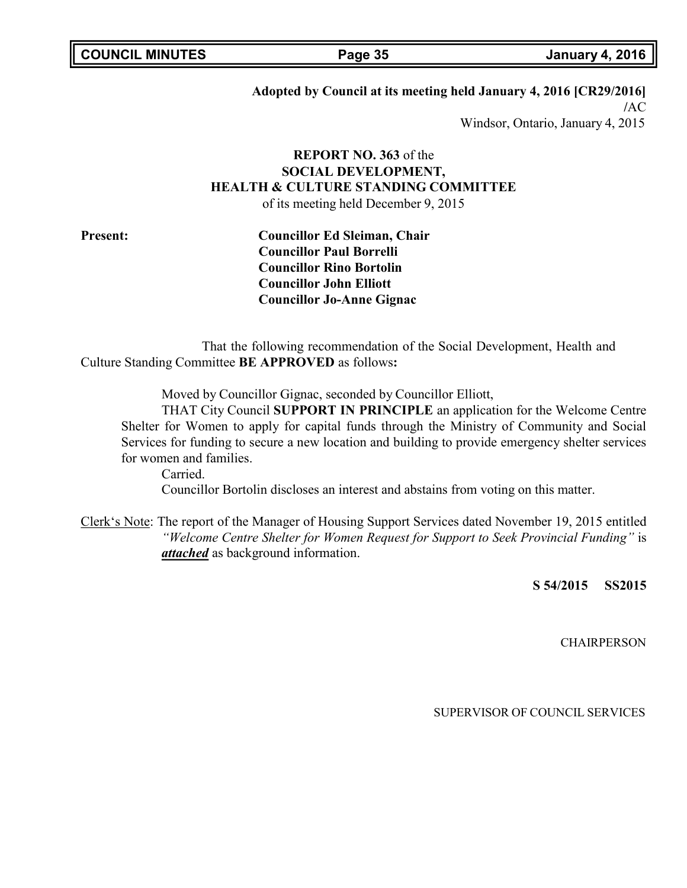**Adopted by Council at its meeting held January 4, 2016 [CR29/2016]**
/AC
Windsor, Ontario, January 4, 2015

**REPORT NO. 363** of the
**SOCIAL DEVELOPMENT,**
**HEALTH & CULTURE STANDING COMMITTEE**
of its meeting held December 9, 2015

**Present:**

**Councillor Ed Sleiman, Chair**
**Councillor Paul Borrelli**
**Councillor Rino Bortolin**
**Councillor John Elliott**
**Councillor Jo-Anne Gignac**

That the following recommendation of the Social Development, Health and Culture Standing Committee **BE APPROVED** as follows**:**

Moved by Councillor Gignac, seconded by Councillor Elliott,

THAT City Council **SUPPORT IN PRINCIPLE** an application for the Welcome Centre Shelter for Women to apply for capital funds through the Ministry of Community and Social Services for funding to secure a new location and building to provide emergency shelter services for women and families.

Carried.

Councillor Bortolin discloses an interest and abstains from voting on this matter.

Clerk's Note: The report of the Manager of Housing Support Services dated November 19, 2015 entitled *"Welcome Centre Shelter for Women Request for Support to Seek Provincial Funding"* is ***attached*** as background information.

**S 54/2015 SS2015**

CHAIRPERSON

SUPERVISOR OF COUNCIL SERVICES